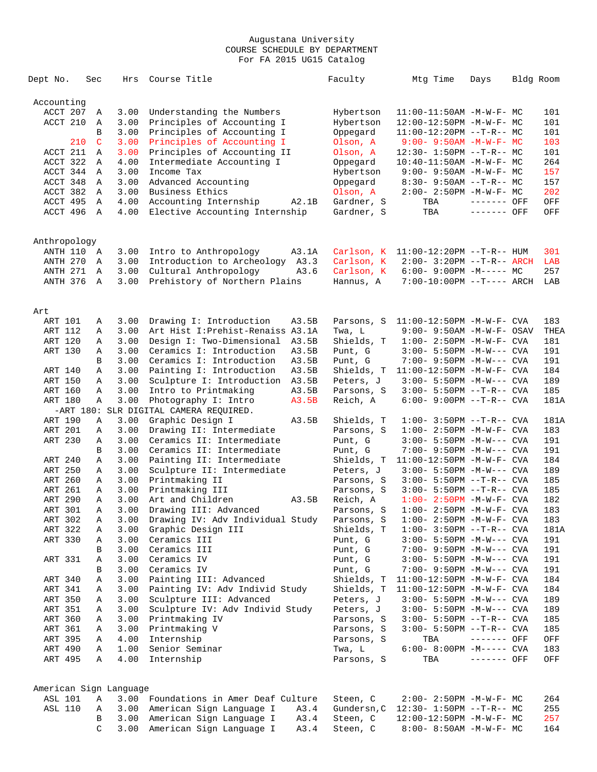# Augustana University
## COURSE SCHEDULE BY DEPARTMENT
### For FA 2015 UG15 Catalog

| Dept No. | Sec | Hrs | Course Title | | Faculty | Mtg Time | Days | Bldg | Room |
|---|---|---|---|---|---|---|---|---|---|
| **Accounting** | | | | | | | | | |
| ACCT 207 | A | 3.00 | Understanding the Numbers | | Hybertson | 11:00-11:50AM | -M-W-F- | MC | 101 |
| ACCT 210 | A | 3.00 | Principles of Accounting I | | Hybertson | 12:00-12:50PM | -M-W-F- | MC | 101 |
| | B | 3.00 | Principles of Accounting I | | Oppegard | 11:00-12:20PM | --T-R-- | MC | 101 |
| 210 | C | 3.00 | Principles of Accounting I | | Olson, A | 9:00- 9:50AM | -M-W-F- | MC | 103 |
| ACCT 211 | A | 3.00 | Principles of Accounting II | | Olson, A | 12:30- 1:50PM | --T-R-- | MC | 101 |
| ACCT 322 | A | 4.00 | Intermediate Accounting I | | Oppegard | 10:40-11:50AM | -M-W-F- | MC | 264 |
| ACCT 344 | A | 3.00 | Income Tax | | Hybertson | 9:00- 9:50AM | -M-W-F- | MC | 157 |
| ACCT 348 | A | 3.00 | Advanced Accounting | | Oppegard | 8:30- 9:50AM | --T-R-- | MC | 157 |
| ACCT 382 | A | 3.00 | Business Ethics | | Olson, A | 2:00- 2:50PM | -M-W-F- | MC | 202 |
| ACCT 495 | A | 4.00 | Accounting Internship | A2.1B | Gardner, S | TBA | ------- | OFF | OFF |
| ACCT 496 | A | 4.00 | Elective Accounting Internship | | Gardner, S | TBA | ------- | OFF | OFF |
| **Anthropology** | | | | | | | | | |
| ANTH 110 | A | 3.00 | Intro to Anthropology | A3.1A | Carlson, K | 11:00-12:20PM | --T-R-- | HUM | 301 |
| ANTH 270 | A | 3.00 | Introduction to Archeology | A3.3 | Carlson, K | 2:00- 3:20PM | --T-R-- | ARCH | LAB |
| ANTH 271 | A | 3.00 | Cultural Anthropology | A3.6 | Carlson, K | 6:00- 9:00PM | -M----- | MC | 257 |
| ANTH 376 | A | 3.00 | Prehistory of Northern Plains | | Hannus, A | 7:00-10:00PM | --T---- | ARCH | LAB |
| **Art** | | | | | | | | | |
| ART 101 | A | 3.00 | Drawing I: Introduction | A3.5B | Parsons, S | 11:00-12:50PM | -M-W-F- | CVA | 183 |
| ART 112 | A | 3.00 | Art Hist I:Prehist-Renaiss | A3.1A | Twa, L | 9:00- 9:50AM | -M-W-F- | OSAV | THEA |
| ART 120 | A | 3.00 | Design I: Two-Dimensional | A3.5B | Shields, T | 1:00- 2:50PM | -M-W-F- | CVA | 181 |
| ART 130 | A | 3.00 | Ceramics I: Introduction | A3.5B | Punt, G | 3:00- 5:50PM | -M-W--- | CVA | 191 |
| | B | 3.00 | Ceramics I: Introduction | A3.5B | Punt, G | 7:00- 9:50PM | -M-W--- | CVA | 191 |
| ART 140 | A | 3.00 | Painting I: Introduction | A3.5B | Shields, T | 11:00-12:50PM | -M-W-F- | CVA | 184 |
| ART 150 | A | 3.00 | Sculpture I: Introduction | A3.5B | Peters, J | 3:00- 5:50PM | -M-W--- | CVA | 189 |
| ART 160 | A | 3.00 | Intro to Printmaking | A3.5B | Parsons, S | 3:00- 5:50PM | --T-R-- | CVA | 185 |
| ART 180 | A | 3.00 | Photography I: Intro | A3.5B | Reich, A | 6:00- 9:00PM | --T-R-- | CVA | 181A |
| -ART 180: SLR DIGITAL CAMERA REQUIRED. | | | | | | | | | |
| ART 190 | A | 3.00 | Graphic Design I | A3.5B | Shields, T | 1:00- 3:50PM | --T-R-- | CVA | 181A |
| ART 201 | A | 3.00 | Drawing II: Intermediate | | Parsons, S | 1:00- 2:50PM | -M-W-F- | CVA | 183 |
| ART 230 | A | 3.00 | Ceramics II: Intermediate | | Punt, G | 3:00- 5:50PM | -M-W--- | CVA | 191 |
| | B | 3.00 | Ceramics II: Intermediate | | Punt, G | 7:00- 9:50PM | -M-W--- | CVA | 191 |
| ART 240 | A | 3.00 | Painting II: Intermediate | | Shields, T | 11:00-12:50PM | -M-W-F- | CVA | 184 |
| ART 250 | A | 3.00 | Sculpture II: Intermediate | | Peters, J | 3:00- 5:50PM | -M-W--- | CVA | 189 |
| ART 260 | A | 3.00 | Printmaking II | | Parsons, S | 3:00- 5:50PM | --T-R-- | CVA | 185 |
| ART 261 | A | 3.00 | Printmaking III | | Parsons, S | 3:00- 5:50PM | --T-R-- | CVA | 185 |
| ART 290 | A | 3.00 | Art and Children | A3.5B | Reich, A | 1:00- 2:50PM | -M-W-F- | CVA | 182 |
| ART 301 | A | 3.00 | Drawing III: Advanced | | Parsons, S | 1:00- 2:50PM | -M-W-F- | CVA | 183 |
| ART 302 | A | 3.00 | Drawing IV: Adv Individual Study | | Parsons, S | 1:00- 2:50PM | -M-W-F- | CVA | 183 |
| ART 322 | A | 3.00 | Graphic Design III | | Shields, T | 1:00- 3:50PM | --T-R-- | CVA | 181A |
| ART 330 | A | 3.00 | Ceramics III | | Punt, G | 3:00- 5:50PM | -M-W--- | CVA | 191 |
| | B | 3.00 | Ceramics III | | Punt, G | 7:00- 9:50PM | -M-W--- | CVA | 191 |
| ART 331 | A | 3.00 | Ceramics IV | | Punt, G | 3:00- 5:50PM | -M-W--- | CVA | 191 |
| | B | 3.00 | Ceramics IV | | Punt, G | 7:00- 9:50PM | -M-W--- | CVA | 191 |
| ART 340 | A | 3.00 | Painting III: Advanced | | Shields, T | 11:00-12:50PM | -M-W-F- | CVA | 184 |
| ART 341 | A | 3.00 | Painting IV: Adv Individ Study | | Shields, T | 11:00-12:50PM | -M-W-F- | CVA | 184 |
| ART 350 | A | 3.00 | Sculpture III: Advanced | | Peters, J | 3:00- 5:50PM | -M-W--- | CVA | 189 |
| ART 351 | A | 3.00 | Sculpture IV: Adv Individ Study | | Peters, J | 3:00- 5:50PM | -M-W--- | CVA | 189 |
| ART 360 | A | 3.00 | Printmaking IV | | Parsons, S | 3:00- 5:50PM | --T-R-- | CVA | 185 |
| ART 361 | A | 3.00 | Printmaking V | | Parsons, S | 3:00- 5:50PM | --T-R-- | CVA | 185 |
| ART 395 | A | 4.00 | Internship | | Parsons, S | TBA | ------- | OFF | OFF |
| ART 490 | A | 1.00 | Senior Seminar | | Twa, L | 6:00- 8:00PM | -M----- | CVA | 183 |
| ART 495 | A | 4.00 | Internship | | Parsons, S | TBA | ------- | OFF | OFF |
| **American Sign Language** | | | | | | | | | |
| ASL 101 | A | 3.00 | Foundations in Amer Deaf Culture | | Steen, C | 2:00- 2:50PM | -M-W-F- | MC | 264 |
| ASL 110 | A | 3.00 | American Sign Language I | A3.4 | Gundersn,C | 12:30- 1:50PM | --T-R-- | MC | 255 |
| | B | 3.00 | American Sign Language I | A3.4 | Steen, C | 12:00-12:50PM | -M-W-F- | MC | 257 |
| | C | 3.00 | American Sign Language I | A3.4 | Steen, C | 8:00- 8:50AM | -M-W-F- | MC | 164 |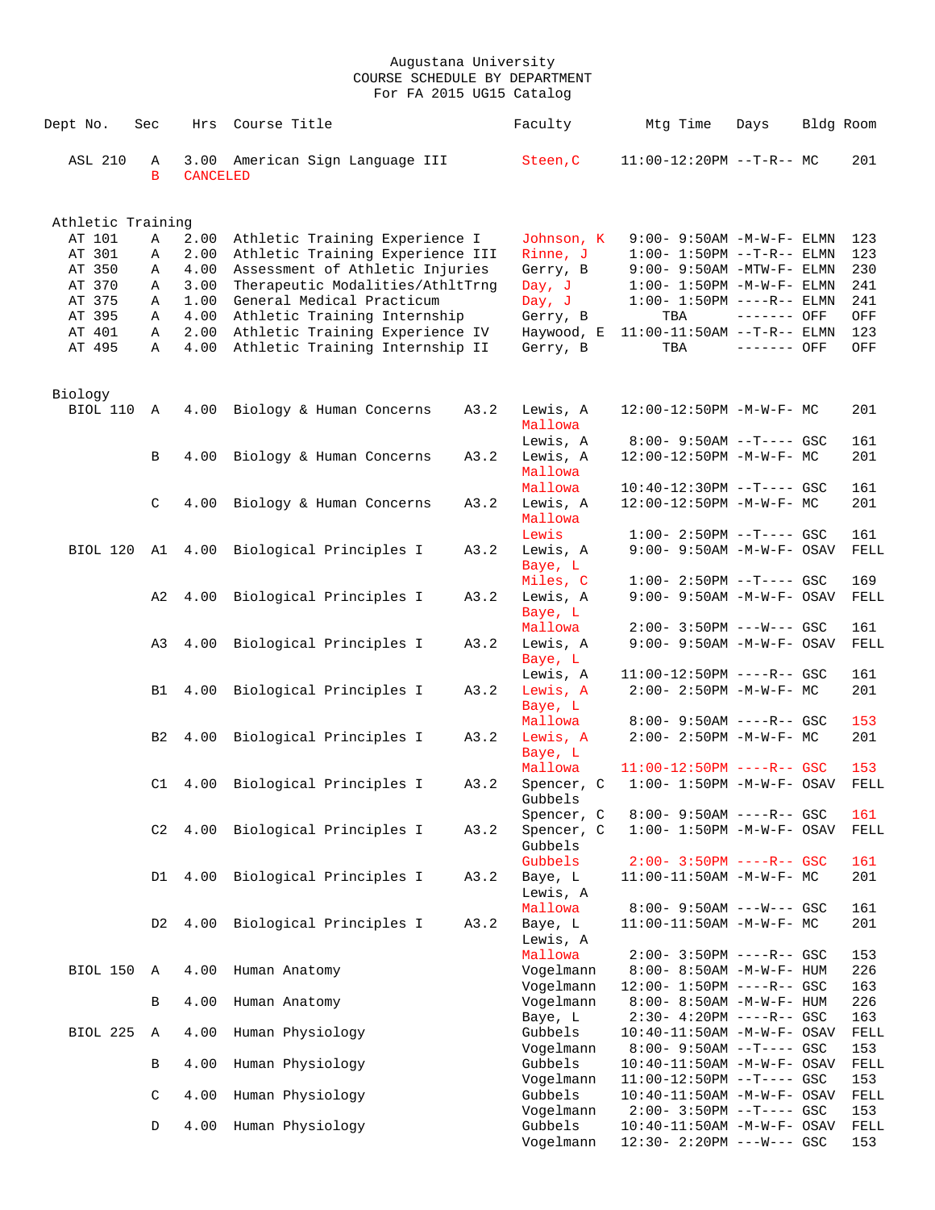Augustana University
COURSE SCHEDULE BY DEPARTMENT
For FA 2015 UG15 Catalog

| Dept No. | Sec | Hrs | Course Title | | Faculty | Mtg Time | Days | Bldg | Room |
|---|---|---|---|---|---|---|---|---|---|
| ASL 210 | A | 3.00 | American Sign Language III | | Steen,C | 11:00-12:20PM | --T-R-- | MC | 201 |
| | B | CANCELED | | | | | | | |
| **Athletic Training** | | | | | | | | | |
| AT 101 | A | 2.00 | Athletic Training Experience I | | Johnson, K | 9:00- 9:50AM | -M-W-F- | ELMN | 123 |
| AT 301 | A | 2.00 | Athletic Training Experience III | | Rinne, J | 1:00- 1:50PM | --T-R-- | ELMN | 123 |
| AT 350 | A | 4.00 | Assessment of Athletic Injuries | | Gerry, B | 9:00- 9:50AM | -MTW-F- | ELMN | 230 |
| AT 370 | A | 3.00 | Therapeutic Modalities/AthltTrng | | Day, J | 1:00- 1:50PM | -M-W-F- | ELMN | 241 |
| AT 375 | A | 1.00 | General Medical Practicum | | Day, J | 1:00- 1:50PM | ----R-- | ELMN | 241 |
| AT 395 | A | 4.00 | Athletic Training Internship | | Gerry, B | TBA | ------- | OFF | OFF |
| AT 401 | A | 2.00 | Athletic Training Experience IV | | Haywood, E | 11:00-11:50AM | --T-R-- | ELMN | 123 |
| AT 495 | A | 4.00 | Athletic Training Internship II | | Gerry, B | TBA | ------- | OFF | OFF |
| **Biology** | | | | | | | | | |
| BIOL 110 | A | 4.00 | Biology & Human Concerns | A3.2 | Lewis, A | 12:00-12:50PM | -M-W-F- | MC | 201 |
| | | | | | Mallowa | | | | |
| | | | | | Lewis, A | 8:00- 9:50AM | --T---- | GSC | 161 |
| | B | 4.00 | Biology & Human Concerns | A3.2 | Lewis, A | 12:00-12:50PM | -M-W-F- | MC | 201 |
| | | | | | Mallowa | | | | |
| | | | | | Mallowa | 10:40-12:30PM | --T---- | GSC | 161 |
| | C | 4.00 | Biology & Human Concerns | A3.2 | Lewis, A | 12:00-12:50PM | -M-W-F- | MC | 201 |
| | | | | | Mallowa | | | | |
| | | | | | Lewis | 1:00- 2:50PM | --T---- | GSC | 161 |
| BIOL 120 | A1 | 4.00 | Biological Principles I | A3.2 | Lewis, A | 9:00- 9:50AM | -M-W-F- | OSAV | FELL |
| | | | | | Baye, L | | | | |
| | | | | | Miles, C | 1:00- 2:50PM | --T---- | GSC | 169 |
| | A2 | 4.00 | Biological Principles I | A3.2 | Lewis, A | 9:00- 9:50AM | -M-W-F- | OSAV | FELL |
| | | | | | Baye, L | | | | |
| | | | | | Mallowa | 2:00- 3:50PM | ---W--- | GSC | 161 |
| | A3 | 4.00 | Biological Principles I | A3.2 | Lewis, A | 9:00- 9:50AM | -M-W-F- | OSAV | FELL |
| | | | | | Baye, L | | | | |
| | | | | | Lewis, A | 11:00-12:50PM | ----R-- | GSC | 161 |
| | B1 | 4.00 | Biological Principles I | A3.2 | Lewis, A | 2:00- 2:50PM | -M-W-F- | MC | 201 |
| | | | | | Baye, L | | | | |
| | | | | | Mallowa | 8:00- 9:50AM | ----R-- | GSC | 153 |
| | B2 | 4.00 | Biological Principles I | A3.2 | Lewis, A | 2:00- 2:50PM | -M-W-F- | MC | 201 |
| | | | | | Baye, L | | | | |
| | | | | | Mallowa | 11:00-12:50PM | ----R-- | GSC | 153 |
| | C1 | 4.00 | Biological Principles I | A3.2 | Spencer, C | 1:00- 1:50PM | -M-W-F- | OSAV | FELL |
| | | | | | Gubbels | | | | |
| | | | | | Spencer, C | 8:00- 9:50AM | ----R-- | GSC | 161 |
| | C2 | 4.00 | Biological Principles I | A3.2 | Spencer, C | 1:00- 1:50PM | -M-W-F- | OSAV | FELL |
| | | | | | Gubbels | | | | |
| | | | | | Gubbels | 2:00- 3:50PM | ----R-- | GSC | 161 |
| | D1 | 4.00 | Biological Principles I | A3.2 | Baye, L | 11:00-11:50AM | -M-W-F- | MC | 201 |
| | | | | | Lewis, A | | | | |
| | | | | | Mallowa | 8:00- 9:50AM | ---W--- | GSC | 161 |
| | D2 | 4.00 | Biological Principles I | A3.2 | Baye, L | 11:00-11:50AM | -M-W-F- | MC | 201 |
| | | | | | Lewis, A | | | | |
| | | | | | Mallowa | 2:00- 3:50PM | ----R-- | GSC | 153 |
| BIOL 150 | A | 4.00 | Human Anatomy | | Vogelmann | 8:00- 8:50AM | -M-W-F- | HUM | 226 |
| | | | | | Vogelmann | 12:00- 1:50PM | ----R-- | GSC | 163 |
| | B | 4.00 | Human Anatomy | | Vogelmann | 8:00- 8:50AM | -M-W-F- | HUM | 226 |
| | | | | | Baye, L | 2:30- 4:20PM | ----R-- | GSC | 163 |
| BIOL 225 | A | 4.00 | Human Physiology | | Gubbels | 10:40-11:50AM | -M-W-F- | OSAV | FELL |
| | | | | | Vogelmann | 8:00- 9:50AM | --T---- | GSC | 153 |
| | B | 4.00 | Human Physiology | | Gubbels | 10:40-11:50AM | -M-W-F- | OSAV | FELL |
| | | | | | Vogelmann | 11:00-12:50PM | --T---- | GSC | 153 |
| | C | 4.00 | Human Physiology | | Gubbels | 10:40-11:50AM | -M-W-F- | OSAV | FELL |
| | | | | | Vogelmann | 2:00- 3:50PM | --T---- | GSC | 153 |
| | D | 4.00 | Human Physiology | | Gubbels | 10:40-11:50AM | -M-W-F- | OSAV | FELL |
| | | | | | Vogelmann | 12:30- 2:20PM | ---W--- | GSC | 153 |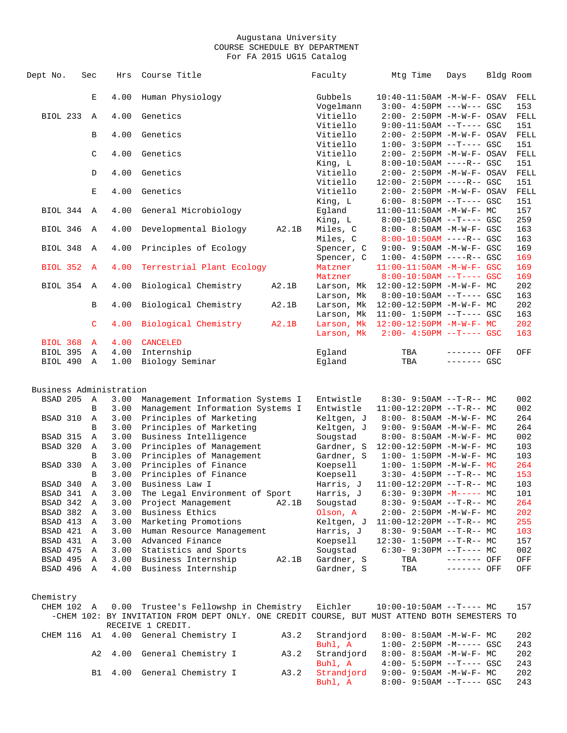Augustana University
COURSE SCHEDULE BY DEPARTMENT
For FA 2015 UG15 Catalog

| Dept No. | Sec | Hrs | Course Title | | Faculty | Mtg Time | Days | Bldg | Room |
|---|---|---|---|---|---|---|---|---|---|
| | E | 4.00 | Human Physiology | | Gubbels | 10:40-11:50AM | -M-W-F- | OSAV | FELL |
| | | | | | Vogelmann | 3:00- 4:50PM | ---W--- | GSC | 153 |
| BIOL 233 | A | 4.00 | Genetics | | Vitiello | 2:00- 2:50PM | -M-W-F- | OSAV | FELL |
| | | | | | Vitiello | 9:00-11:50AM | --T---- | GSC | 151 |
| | B | 4.00 | Genetics | | Vitiello | 2:00- 2:50PM | -M-W-F- | OSAV | FELL |
| | | | | | Vitiello | 1:00- 3:50PM | --T---- | GSC | 151 |
| | C | 4.00 | Genetics | | Vitiello | 2:00- 2:50PM | -M-W-F- | OSAV | FELL |
| | | | | | King, L | 8:00-10:50AM | ----R-- | GSC | 151 |
| | D | 4.00 | Genetics | | Vitiello | 2:00- 2:50PM | -M-W-F- | OSAV | FELL |
| | | | | | Vitiello | 12:00- 2:50PM | ----R-- | GSC | 151 |
| | E | 4.00 | Genetics | | Vitiello | 2:00- 2:50PM | -M-W-F- | OSAV | FELL |
| | | | | | King, L | 6:00- 8:50PM | --T---- | GSC | 151 |
| BIOL 344 | A | 4.00 | General Microbiology | | Egland | 11:00-11:50AM | -M-W-F- | MC | 157 |
| | | | | | King, L | 8:00-10:50AM | --T---- | GSC | 259 |
| BIOL 346 | A | 4.00 | Developmental Biology | A2.1B | Miles, C | 8:00- 8:50AM | -M-W-F- | GSC | 163 |
| | | | | | Miles, C | 8:00-10:50AM | ----R-- | GSC | 163 |
| BIOL 348 | A | 4.00 | Principles of Ecology | | Spencer, C | 9:00- 9:50AM | -M-W-F- | GSC | 169 |
| | | | | | Spencer, C | 1:00- 4:50PM | ----R-- | GSC | 169 |
| BIOL 352 | A | 4.00 | Terrestrial Plant Ecology | | Matzner | 11:00-11:50AM | -M-W-F- | GSC | 169 |
| | | | | | Matzner | 8:00-10:50AM | --T---- | GSC | 169 |
| BIOL 354 | A | 4.00 | Biological Chemistry | A2.1B | Larson, Mk | 12:00-12:50PM | -M-W-F- | MC | 202 |
| | | | | | Larson, Mk | 8:00-10:50AM | --T---- | GSC | 163 |
| | B | 4.00 | Biological Chemistry | A2.1B | Larson, Mk | 12:00-12:50PM | -M-W-F- | MC | 202 |
| | | | | | Larson, Mk | 11:00- 1:50PM | --T---- | GSC | 163 |
| | C | 4.00 | Biological Chemistry | A2.1B | Larson, Mk | 12:00-12:50PM | -M-W-F- | MC | 202 |
| | | | | | Larson, Mk | 2:00- 4:50PM | --T---- | GSC | 163 |
| BIOL 368 | A | 4.00 | CANCELED | | | | | | |
| BIOL 395 | A | 4.00 | Internship | | Egland | TBA | ------- | OFF | OFF |
| BIOL 490 | A | 1.00 | Biology Seminar | | Egland | TBA | ------- | GSC | |

## Business Administration

| Dept No. | Sec | Hrs | Course Title | | Faculty | Mtg Time | Days | Bldg | Room |
|---|---|---|---|---|---|---|---|---|---|
| BSAD 205 | A | 3.00 | Management Information Systems I | | Entwistle | 8:30- 9:50AM | --T-R-- | MC | 002 |
| | B | 3.00 | Management Information Systems I | | Entwistle | 11:00-12:20PM | --T-R-- | MC | 002 |
| BSAD 310 | A | 3.00 | Principles of Marketing | | Keltgen, J | 8:00- 8:50AM | -M-W-F- | MC | 264 |
| | B | 3.00 | Principles of Marketing | | Keltgen, J | 9:00- 9:50AM | -M-W-F- | MC | 264 |
| BSAD 315 | A | 3.00 | Business Intelligence | | Sougstad | 8:00- 8:50AM | -M-W-F- | MC | 002 |
| BSAD 320 | A | 3.00 | Principles of Management | | Gardner, S | 12:00-12:50PM | -M-W-F- | MC | 103 |
| | B | 3.00 | Principles of Management | | Gardner, S | 1:00- 1:50PM | -M-W-F- | MC | 103 |
| BSAD 330 | A | 3.00 | Principles of Finance | | Koepsell | 1:00- 1:50PM | -M-W-F- | MC | 264 |
| | B | 3.00 | Principles of Finance | | Koepsell | 3:30- 4:50PM | --T-R-- | MC | 153 |
| BSAD 340 | A | 3.00 | Business Law I | | Harris, J | 11:00-12:20PM | --T-R-- | MC | 103 |
| BSAD 341 | A | 3.00 | The Legal Environment of Sport | | Harris, J | 6:30- 9:30PM | -M----- | MC | 101 |
| BSAD 342 | A | 3.00 | Project Management | A2.1B | Sougstad | 8:30- 9:50AM | --T-R-- | MC | 264 |
| BSAD 382 | A | 3.00 | Business Ethics | | Olson, A | 2:00- 2:50PM | -M-W-F- | MC | 202 |
| BSAD 413 | A | 3.00 | Marketing Promotions | | Keltgen, J | 11:00-12:20PM | --T-R-- | MC | 255 |
| BSAD 421 | A | 3.00 | Human Resource Management | | Harris, J | 8:30- 9:50AM | --T-R-- | MC | 103 |
| BSAD 431 | A | 3.00 | Advanced Finance | | Koepsell | 12:30- 1:50PM | --T-R-- | MC | 157 |
| BSAD 475 | A | 3.00 | Statistics and Sports | | Sougstad | 6:30- 9:30PM | --T---- | MC | 002 |
| BSAD 495 | A | 3.00 | Business Internship | A2.1B | Gardner, S | TBA | ------- | OFF | OFF |
| BSAD 496 | A | 4.00 | Business Internship | | Gardner, S | TBA | ------- | OFF | OFF |

## Chemistry

| Dept No. | Sec | Hrs | Course Title | | Faculty | Mtg Time | Days | Bldg | Room |
|---|---|---|---|---|---|---|---|---|---|
| CHEM 102 | A | 0.00 | Trustee's Fellowshp in Chemistry | | Eichler | 10:00-10:50AM | --T---- | MC | 157 |

-CHEM 102: BY INVITATION FROM DEPT ONLY. ONE CREDIT COURSE, BUT MUST ATTEND BOTH SEMESTERS TO RECEIVE 1 CREDIT.

| Dept No. | Sec | Hrs | Course Title | | Faculty | Mtg Time | Days | Bldg | Room |
|---|---|---|---|---|---|---|---|---|---|
| CHEM 116 | A1 | 4.00 | General Chemistry I | A3.2 | Strandjord | 8:00- 8:50AM | -M-W-F- | MC | 202 |
| | | | | | Buhl, A | 1:00- 2:50PM | -M----- | GSC | 243 |
| | A2 | 4.00 | General Chemistry I | A3.2 | Strandjord | 8:00- 8:50AM | -M-W-F- | MC | 202 |
| | | | | | Buhl, A | 4:00- 5:50PM | --T---- | GSC | 243 |
| | B1 | 4.00 | General Chemistry I | A3.2 | Strandjord | 9:00- 9:50AM | -M-W-F- | MC | 202 |
| | | | | | Buhl, A | 8:00- 9:50AM | --T---- | GSC | 243 |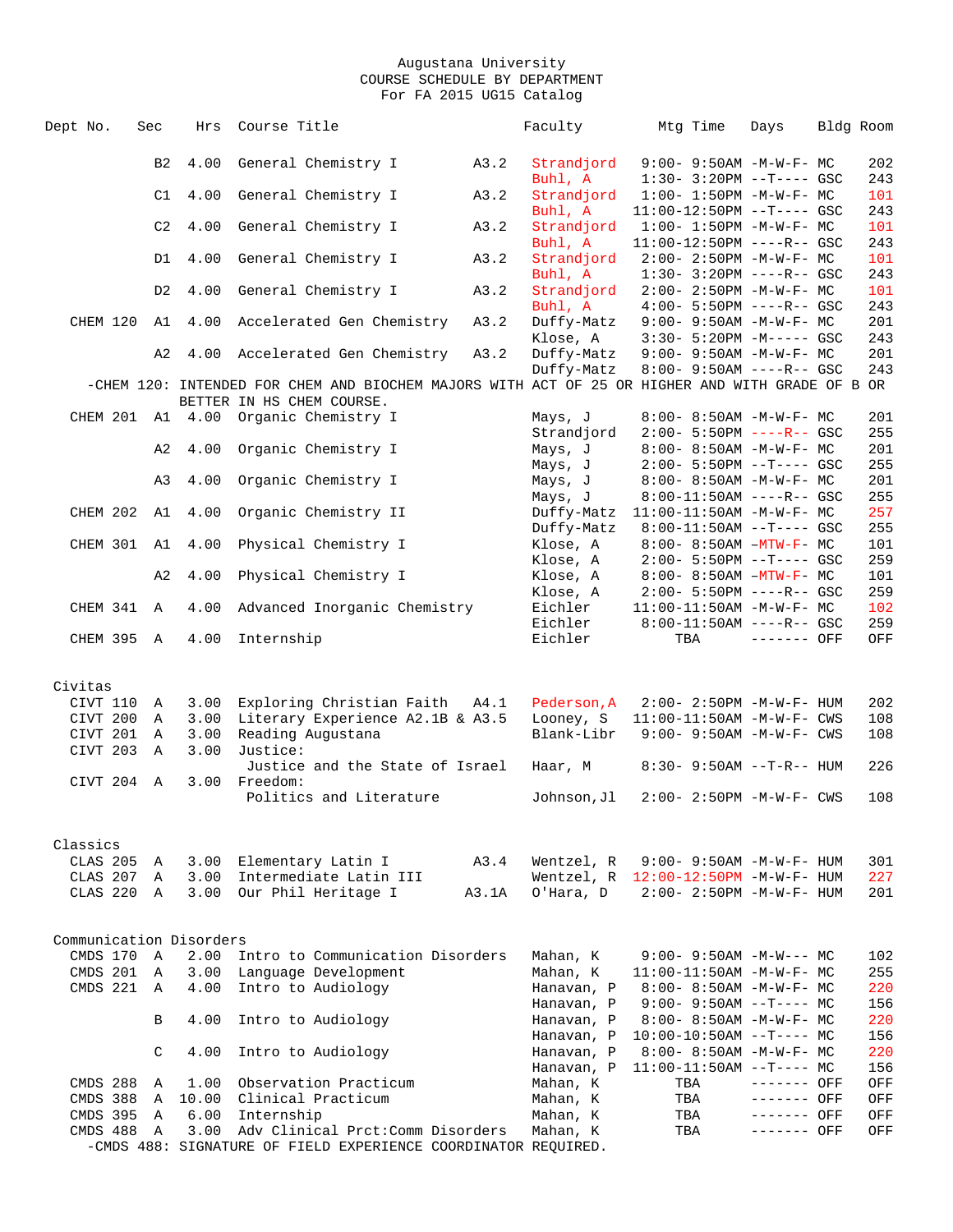Augustana University
COURSE SCHEDULE BY DEPARTMENT
For FA 2015 UG15 Catalog

| Dept No. | Sec | Hrs | Course Title | | Faculty | Mtg Time | Days | Bldg | Room |
|---|---|---|---|---|---|---|---|---|---|
| | B2 | 4.00 | General Chemistry I | A3.2 | Strandjord | 9:00- 9:50AM | -M-W-F- | MC | 202 |
| | | | | | Buhl, A | 1:30- 3:20PM | --T---- | GSC | 243 |
| | C1 | 4.00 | General Chemistry I | A3.2 | Strandjord | 1:00- 1:50PM | -M-W-F- | MC | 101 |
| | | | | | Buhl, A | 11:00-12:50PM | --T---- | GSC | 243 |
| | C2 | 4.00 | General Chemistry I | A3.2 | Strandjord | 1:00- 1:50PM | -M-W-F- | MC | 101 |
| | | | | | Buhl, A | 11:00-12:50PM | ----R-- | GSC | 243 |
| | D1 | 4.00 | General Chemistry I | A3.2 | Strandjord | 2:00- 2:50PM | -M-W-F- | MC | 101 |
| | | | | | Buhl, A | 1:30- 3:20PM | ----R-- | GSC | 243 |
| | D2 | 4.00 | General Chemistry I | A3.2 | Strandjord | 2:00- 2:50PM | -M-W-F- | MC | 101 |
| | | | | | Buhl, A | 4:00- 5:50PM | ----R-- | GSC | 243 |
| CHEM 120 | A1 | 4.00 | Accelerated Gen Chemistry | A3.2 | Duffy-Matz | 9:00- 9:50AM | -M-W-F- | MC | 201 |
| | | | | | Klose, A | 3:30- 5:20PM | -M----- | GSC | 243 |
| | A2 | 4.00 | Accelerated Gen Chemistry | A3.2 | Duffy-Matz | 9:00- 9:50AM | -M-W-F- | MC | 201 |
| | | | | | Duffy-Matz | 8:00- 9:50AM | ----R-- | GSC | 243 |

-CHEM 120: INTENDED FOR CHEM AND BIOCHEM MAJORS WITH ACT OF 25 OR HIGHER AND WITH GRADE OF B OR BETTER IN HS CHEM COURSE.

| Dept No. | Sec | Hrs | Course Title | | Faculty | Mtg Time | Days | Bldg | Room |
|---|---|---|---|---|---|---|---|---|---|
| CHEM 201 | A1 | 4.00 | Organic Chemistry I | | Mays, J | 8:00- 8:50AM | -M-W-F- | MC | 201 |
| | | | | | Strandjord | 2:00- 5:50PM | ----R-- | GSC | 255 |
| | A2 | 4.00 | Organic Chemistry I | | Mays, J | 8:00- 8:50AM | -M-W-F- | MC | 201 |
| | | | | | Mays, J | 2:00- 5:50PM | --T---- | GSC | 255 |
| | A3 | 4.00 | Organic Chemistry I | | Mays, J | 8:00- 8:50AM | -M-W-F- | MC | 201 |
| | | | | | Mays, J | 8:00-11:50AM | ----R-- | GSC | 255 |
| CHEM 202 | A1 | 4.00 | Organic Chemistry II | | Duffy-Matz | 11:00-11:50AM | -M-W-F- | MC | 257 |
| | | | | | Duffy-Matz | 8:00-11:50AM | --T---- | GSC | 255 |
| CHEM 301 | A1 | 4.00 | Physical Chemistry I | | Klose, A | 8:00- 8:50AM | -MTW-F- | MC | 101 |
| | | | | | Klose, A | 2:00- 5:50PM | --T---- | GSC | 259 |
| | A2 | 4.00 | Physical Chemistry I | | Klose, A | 8:00- 8:50AM | -MTW-F- | MC | 101 |
| | | | | | Klose, A | 2:00- 5:50PM | ----R-- | GSC | 259 |
| CHEM 341 | A | 4.00 | Advanced Inorganic Chemistry | | Eichler | 11:00-11:50AM | -M-W-F- | MC | 102 |
| | | | | | Eichler | 8:00-11:50AM | ----R-- | GSC | 259 |
| CHEM 395 | A | 4.00 | Internship | | Eichler | TBA | ------- | OFF | OFF |

## Civitas

| Dept No. | Sec | Hrs | Course Title | | Faculty | Mtg Time | Days | Bldg | Room |
|---|---|---|---|---|---|---|---|---|---|
| CIVT 110 | A | 3.00 | Exploring Christian Faith | A4.1 | Pederson,A | 2:00- 2:50PM | -M-W-F- | HUM | 202 |
| CIVT 200 | A | 3.00 | Literary Experience A2.1B & A3.5 | | Looney, S | 11:00-11:50AM | -M-W-F- | CWS | 108 |
| CIVT 201 | A | 3.00 | Reading Augustana | | Blank-Libr | 9:00- 9:50AM | -M-W-F- | CWS | 108 |
| CIVT 203 | A | 3.00 | Justice: Justice and the State of Israel | | Haar, M | 8:30- 9:50AM | --T-R-- | HUM | 226 |
| CIVT 204 | A | 3.00 | Freedom: Politics and Literature | | Johnson,Jl | 2:00- 2:50PM | -M-W-F- | CWS | 108 |

## Classics

| Dept No. | Sec | Hrs | Course Title | | Faculty | Mtg Time | Days | Bldg | Room |
|---|---|---|---|---|---|---|---|---|---|
| CLAS 205 | A | 3.00 | Elementary Latin I | A3.4 | Wentzel, R | 9:00- 9:50AM | -M-W-F- | HUM | 301 |
| CLAS 207 | A | 3.00 | Intermediate Latin III | | Wentzel, R | 12:00-12:50PM | -M-W-F- | HUM | 227 |
| CLAS 220 | A | 3.00 | Our Phil Heritage I | A3.1A | O'Hara, D | 2:00- 2:50PM | -M-W-F- | HUM | 201 |

## Communication Disorders

| Dept No. | Sec | Hrs | Course Title | | Faculty | Mtg Time | Days | Bldg | Room |
|---|---|---|---|---|---|---|---|---|---|
| CMDS 170 | A | 2.00 | Intro to Communication Disorders | | Mahan, K | 9:00- 9:50AM | -M-W--- | MC | 102 |
| CMDS 201 | A | 3.00 | Language Development | | Mahan, K | 11:00-11:50AM | -M-W-F- | MC | 255 |
| CMDS 221 | A | 4.00 | Intro to Audiology | | Hanavan, P | 8:00- 8:50AM | -M-W-F- | MC | 220 |
| | | | | | Hanavan, P | 9:00- 9:50AM | --T---- | MC | 156 |
| | B | 4.00 | Intro to Audiology | | Hanavan, P | 8:00- 8:50AM | -M-W-F- | MC | 220 |
| | | | | | Hanavan, P | 10:00-10:50AM | --T---- | MC | 156 |
| | C | 4.00 | Intro to Audiology | | Hanavan, P | 8:00- 8:50AM | -M-W-F- | MC | 220 |
| | | | | | Hanavan, P | 11:00-11:50AM | --T---- | MC | 156 |
| CMDS 288 | A | 1.00 | Observation Practicum | | Mahan, K | TBA | ------- | OFF | OFF |
| CMDS 388 | A | 10.00 | Clinical Practicum | | Mahan, K | TBA | ------- | OFF | OFF |
| CMDS 395 | A | 6.00 | Internship | | Mahan, K | TBA | ------- | OFF | OFF |
| CMDS 488 | A | 3.00 | Adv Clinical Prct:Comm Disorders | | Mahan, K | TBA | ------- | OFF | OFF |

-CMDS 488: SIGNATURE OF FIELD EXPERIENCE COORDINATOR REQUIRED.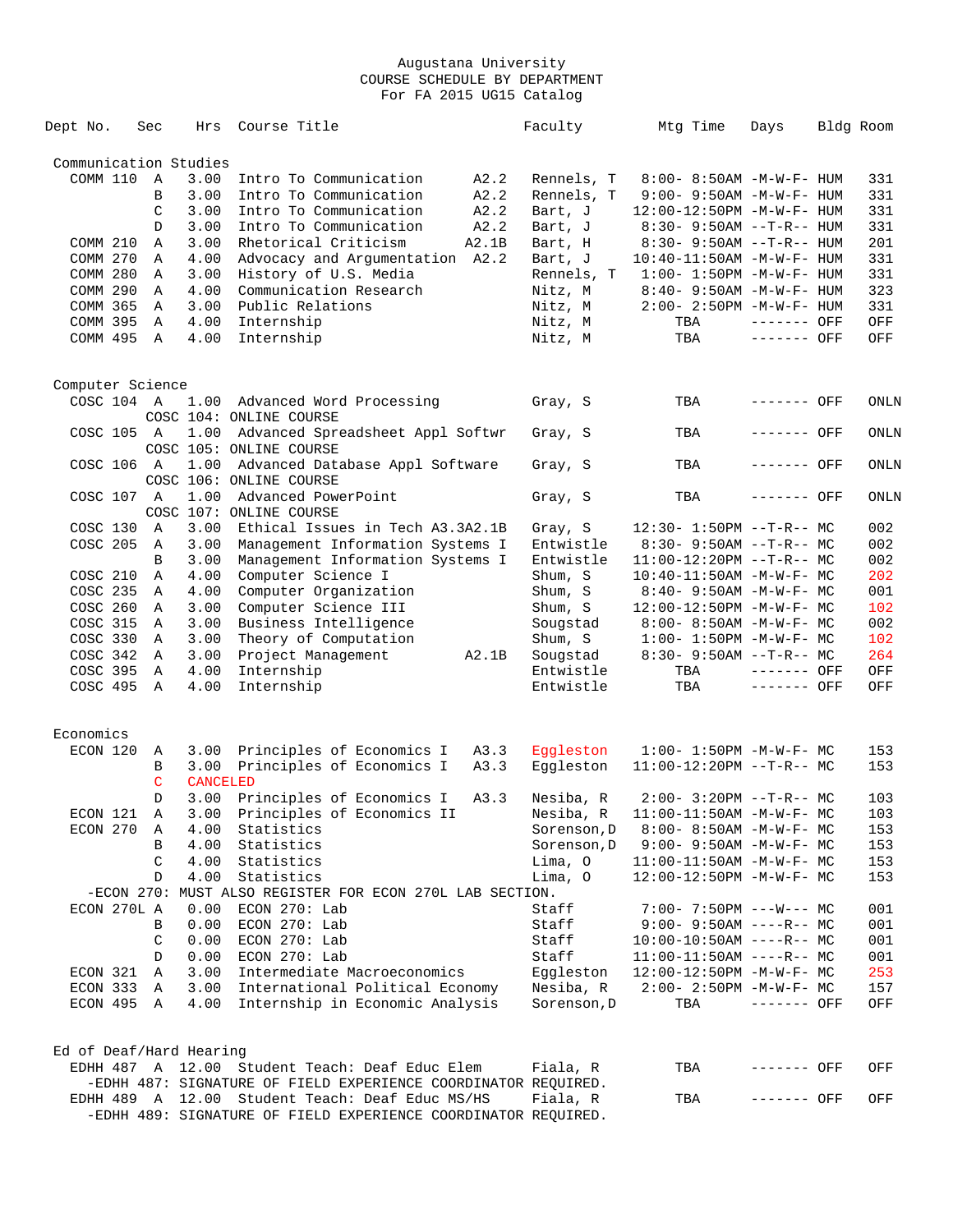Augustana University
COURSE SCHEDULE BY DEPARTMENT
For FA 2015 UG15 Catalog

| Dept No. | Sec | Hrs | Course Title | | Faculty | Mtg Time | Days | Bldg | Room |
|---|---|---|---|---|---|---|---|---|---|
| **Communication Studies** | | | | | | | | | |
| COMM 110 | A | 3.00 | Intro To Communication | A2.2 | Rennels, T | 8:00- 8:50AM | -M-W-F- | HUM | 331 |
| | B | 3.00 | Intro To Communication | A2.2 | Rennels, T | 9:00- 9:50AM | -M-W-F- | HUM | 331 |
| | C | 3.00 | Intro To Communication | A2.2 | Bart, J | 12:00-12:50PM | -M-W-F- | HUM | 331 |
| | D | 3.00 | Intro To Communication | A2.2 | Bart, J | 8:30- 9:50AM | --T-R-- | HUM | 331 |
| COMM 210 | A | 3.00 | Rhetorical Criticism | A2.1B | Bart, H | 8:30- 9:50AM | --T-R-- | HUM | 201 |
| COMM 270 | A | 4.00 | Advocacy and Argumentation | A2.2 | Bart, J | 10:40-11:50AM | -M-W-F- | HUM | 331 |
| COMM 280 | A | 3.00 | History of U.S. Media | | Rennels, T | 1:00- 1:50PM | -M-W-F- | HUM | 331 |
| COMM 290 | A | 4.00 | Communication Research | | Nitz, M | 8:40- 9:50AM | -M-W-F- | HUM | 323 |
| COMM 365 | A | 3.00 | Public Relations | | Nitz, M | 2:00- 2:50PM | -M-W-F- | HUM | 331 |
| COMM 395 | A | 4.00 | Internship | | Nitz, M | TBA | ------- | OFF | OFF |
| COMM 495 | A | 4.00 | Internship | | Nitz, M | TBA | ------- | OFF | OFF |
| **Computer Science** | | | | | | | | | |
| COSC 104 | A | 1.00 | Advanced Word Processing | | Gray, S | TBA | ------- | OFF | ONLN |
| | | | COSC 104: ONLINE COURSE | | | | | | |
| COSC 105 | A | 1.00 | Advanced Spreadsheet Appl Softwr | | Gray, S | TBA | ------- | OFF | ONLN |
| | | | COSC 105: ONLINE COURSE | | | | | | |
| COSC 106 | A | 1.00 | Advanced Database Appl Software | | Gray, S | TBA | ------- | OFF | ONLN |
| | | | COSC 106: ONLINE COURSE | | | | | | |
| COSC 107 | A | 1.00 | Advanced PowerPoint | | Gray, S | TBA | ------- | OFF | ONLN |
| | | | COSC 107: ONLINE COURSE | | | | | | |
| COSC 130 | A | 3.00 | Ethical Issues in Tech | A3.3A2.1B | Gray, S | 12:30- 1:50PM | --T-R-- | MC | 002 |
| COSC 205 | A | 3.00 | Management Information Systems I | | Entwistle | 8:30- 9:50AM | --T-R-- | MC | 002 |
| | B | 3.00 | Management Information Systems I | | Entwistle | 11:00-12:20PM | --T-R-- | MC | 002 |
| COSC 210 | A | 4.00 | Computer Science I | | Shum, S | 10:40-11:50AM | -M-W-F- | MC | 202 |
| COSC 235 | A | 4.00 | Computer Organization | | Shum, S | 8:40- 9:50AM | -M-W-F- | MC | 001 |
| COSC 260 | A | 3.00 | Computer Science III | | Shum, S | 12:00-12:50PM | -M-W-F- | MC | 102 |
| COSC 315 | A | 3.00 | Business Intelligence | | Sougstad | 8:00- 8:50AM | -M-W-F- | MC | 002 |
| COSC 330 | A | 3.00 | Theory of Computation | | Shum, S | 1:00- 1:50PM | -M-W-F- | MC | 102 |
| COSC 342 | A | 3.00 | Project Management | A2.1B | Sougstad | 8:30- 9:50AM | --T-R-- | MC | 264 |
| COSC 395 | A | 4.00 | Internship | | Entwistle | TBA | ------- | OFF | OFF |
| COSC 495 | A | 4.00 | Internship | | Entwistle | TBA | ------- | OFF | OFF |
| **Economics** | | | | | | | | | |
| ECON 120 | A | 3.00 | Principles of Economics I | A3.3 | Eggleston | 1:00- 1:50PM | -M-W-F- | MC | 153 |
| | B | 3.00 | Principles of Economics I | A3.3 | Eggleston | 11:00-12:20PM | --T-R-- | MC | 153 |
| | C | CANCELED | | | | | | | |
| | D | 3.00 | Principles of Economics I | A3.3 | Nesiba, R | 2:00- 3:20PM | --T-R-- | MC | 103 |
| ECON 121 | A | 3.00 | Principles of Economics II | | Nesiba, R | 11:00-11:50AM | -M-W-F- | MC | 103 |
| ECON 270 | A | 4.00 | Statistics | | Sorenson,D | 8:00- 8:50AM | -M-W-F- | MC | 153 |
| | B | 4.00 | Statistics | | Sorenson,D | 9:00- 9:50AM | -M-W-F- | MC | 153 |
| | C | 4.00 | Statistics | | Lima, O | 11:00-11:50AM | -M-W-F- | MC | 153 |
| | D | 4.00 | Statistics | | Lima, O | 12:00-12:50PM | -M-W-F- | MC | 153 |
| | | | -ECON 270: MUST ALSO REGISTER FOR ECON 270L LAB SECTION. | | | | | | |
| ECON 270L | A | 0.00 | ECON 270: Lab | | Staff | 7:00- 7:50PM | ---W--- | MC | 001 |
| | B | 0.00 | ECON 270: Lab | | Staff | 9:00- 9:50AM | ----R-- | MC | 001 |
| | C | 0.00 | ECON 270: Lab | | Staff | 10:00-10:50AM | ----R-- | MC | 001 |
| | D | 0.00 | ECON 270: Lab | | Staff | 11:00-11:50AM | ----R-- | MC | 001 |
| ECON 321 | A | 3.00 | Intermediate Macroeconomics | | Eggleston | 12:00-12:50PM | -M-W-F- | MC | 253 |
| ECON 333 | A | 3.00 | International Political Economy | | Nesiba, R | 2:00- 2:50PM | -M-W-F- | MC | 157 |
| ECON 495 | A | 4.00 | Internship in Economic Analysis | | Sorenson,D | TBA | ------- | OFF | OFF |
| **Ed of Deaf/Hard Hearing** | | | | | | | | | |
| EDHH 487 | A | 12.00 | Student Teach: Deaf Educ Elem | | Fiala, R | TBA | ------- | OFF | OFF |
| | | | -EDHH 487: SIGNATURE OF FIELD EXPERIENCE COORDINATOR REQUIRED. | | | | | | |
| EDHH 489 | A | 12.00 | Student Teach: Deaf Educ MS/HS | | Fiala, R | TBA | ------- | OFF | OFF |
| | | | -EDHH 489: SIGNATURE OF FIELD EXPERIENCE COORDINATOR REQUIRED. | | | | | | |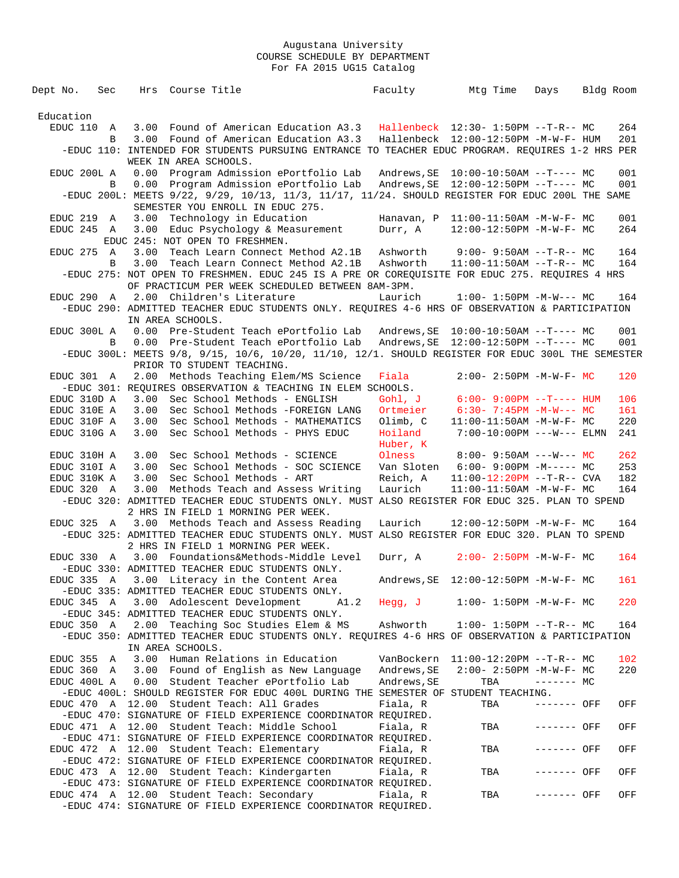Augustana University
COURSE SCHEDULE BY DEPARTMENT
For FA 2015 UG15 Catalog

| Dept No. | Sec | Hrs | Course Title | Faculty | Mtg Time | Days | Bldg | Room |
|---|---|---|---|---|---|---|---|---|
| **Education** | | | | | | | | |
| EDUC 110 | A | 3.00 | Found of American Education A3.3 | Hallenbeck | 12:30- 1:50PM | --T-R-- | MC | 264 |
| | B | 3.00 | Found of American Education A3.3 | Hallenbeck | 12:00-12:50PM | -M-W-F- | HUM | 201 |
| -EDUC 110: INTENDED FOR STUDENTS PURSUING ENTRANCE TO TEACHER EDUC PROGRAM. REQUIRES 1-2 HRS PER WEEK IN AREA SCHOOLS. | | | | | | | | |
| EDUC 200L | A | 0.00 | Program Admission ePortfolio Lab | Andrews,SE | 10:00-10:50AM | --T---- | MC | 001 |
| | B | 0.00 | Program Admission ePortfolio Lab | Andrews,SE | 12:00-12:50PM | --T---- | MC | 001 |
| -EDUC 200L: MEETS 9/22, 9/29, 10/13, 11/3, 11/17, 11/24. SHOULD REGISTER FOR EDUC 200L THE SAME SEMESTER YOU ENROLL IN EDUC 275. | | | | | | | | |
| EDUC 219 | A | 3.00 | Technology in Education | Hanavan, P | 11:00-11:50AM | -M-W-F- | MC | 001 |
| EDUC 245 | A | 3.00 | Educ Psychology & Measurement | Durr, A | 12:00-12:50PM | -M-W-F- | MC | 264 |
| EDUC 245: NOT OPEN TO FRESHMEN. | | | | | | | | |
| EDUC 275 | A | 3.00 | Teach Learn Connect Method A2.1B | Ashworth | 9:00- 9:50AM | --T-R-- | MC | 164 |
| | B | 3.00 | Teach Learn Connect Method A2.1B | Ashworth | 11:00-11:50AM | --T-R-- | MC | 164 |
| -EDUC 275: NOT OPEN TO FRESHMEN. EDUC 245 IS A PRE OR COREQUISITE FOR EDUC 275. REQUIRES 4 HRS OF PRACTICUM PER WEEK SCHEDULED BETWEEN 8AM-3PM. | | | | | | | | |
| EDUC 290 | A | 2.00 | Children's Literature | Laurich | 1:00- 1:50PM | -M-W--- | MC | 164 |
| -EDUC 290: ADMITTED TEACHER EDUC STUDENTS ONLY. REQUIRES 4-6 HRS OF OBSERVATION & PARTICIPATION IN AREA SCHOOLS. | | | | | | | | |
| EDUC 300L | A | 0.00 | Pre-Student Teach ePortfolio Lab | Andrews,SE | 10:00-10:50AM | --T---- | MC | 001 |
| | B | 0.00 | Pre-Student Teach ePortfolio Lab | Andrews,SE | 12:00-12:50PM | --T---- | MC | 001 |
| -EDUC 300L: MEETS 9/8, 9/15, 10/6, 10/20, 11/10, 12/1. SHOULD REGISTER FOR EDUC 300L THE SEMESTER PRIOR TO STUDENT TEACHING. | | | | | | | | |
| EDUC 301 | A | 2.00 | Methods Teaching Elem/MS Science | Fiala | 2:00- 2:50PM | -M-W-F- | MC | 120 |
| -EDUC 301: REQUIRES OBSERVATION & TEACHING IN ELEM SCHOOLS. | | | | | | | | |
| EDUC 310D | A | 3.00 | Sec School Methods - ENGLISH | Gohl, J | 6:00- 9:00PM | --T---- | HUM | 106 |
| EDUC 310E | A | 3.00 | Sec School Methods -FOREIGN LANG | Ortmeier | 6:30- 7:45PM | -M-W--- | MC | 161 |
| EDUC 310F | A | 3.00 | Sec School Methods - MATHEMATICS | Olimb, C | 11:00-11:50AM | -M-W-F- | MC | 220 |
| EDUC 310G | A | 3.00 | Sec School Methods - PHYS EDUC | Hoiland<br>Huber, K | 7:00-10:00PM | ---W--- | ELMN | 241 |
| EDUC 310H | A | 3.00 | Sec School Methods - SCIENCE | Olness | 8:00- 9:50AM | ---W--- | MC | 262 |
| EDUC 310I | A | 3.00 | Sec School Methods - SOC SCIENCE | Van Sloten | 6:00- 9:00PM | -M----- | MC | 253 |
| EDUC 310K | A | 3.00 | Sec School Methods - ART | Reich, A | 11:00-12:20PM | --T-R-- | CVA | 182 |
| EDUC 320 | A | 3.00 | Methods Teach and Assess Writing | Laurich | 11:00-11:50AM | -M-W-F- | MC | 164 |
| -EDUC 320: ADMITTED TEACHER EDUC STUDENTS ONLY. MUST ALSO REGISTER FOR EDUC 325. PLAN TO SPEND 2 HRS IN FIELD 1 MORNING PER WEEK. | | | | | | | | |
| EDUC 325 | A | 3.00 | Methods Teach and Assess Reading | Laurich | 12:00-12:50PM | -M-W-F- | MC | 164 |
| -EDUC 325: ADMITTED TEACHER EDUC STUDENTS ONLY. MUST ALSO REGISTER FOR EDUC 320. PLAN TO SPEND 2 HRS IN FIELD 1 MORNING PER WEEK. | | | | | | | | |
| EDUC 330 | A | 3.00 | Foundations&Methods-Middle Level | Durr, A | 2:00- 2:50PM | -M-W-F- | MC | 164 |
| -EDUC 330: ADMITTED TEACHER EDUC STUDENTS ONLY. | | | | | | | | |
| EDUC 335 | A | 3.00 | Literacy in the Content Area | Andrews,SE | 12:00-12:50PM | -M-W-F- | MC | 161 |
| -EDUC 335: ADMITTED TEACHER EDUC STUDENTS ONLY. | | | | | | | | |
| EDUC 345 | A | 3.00 | Adolescent Development A1.2 | Hegg, J | 1:00- 1:50PM | -M-W-F- | MC | 220 |
| -EDUC 345: ADMITTED TEACHER EDUC STUDENTS ONLY. | | | | | | | | |
| EDUC 350 | A | 2.00 | Teaching Soc Studies Elem & MS | Ashworth | 1:00- 1:50PM | --T-R-- | MC | 164 |
| -EDUC 350: ADMITTED TEACHER EDUC STUDENTS ONLY. REQUIRES 4-6 HRS OF OBSERVATION & PARTICIPATION IN AREA SCHOOLS. | | | | | | | | |
| EDUC 355 | A | 3.00 | Human Relations in Education | VanBockern | 11:00-12:20PM | --T-R-- | MC | 102 |
| EDUC 360 | A | 3.00 | Found of English as New Language | Andrews,SE | 2:00- 2:50PM | -M-W-F- | MC | 220 |
| EDUC 400L | A | 0.00 | Student Teacher ePortfolio Lab | Andrews,SE | TBA | ------- | MC | |
| -EDUC 400L: SHOULD REGISTER FOR EDUC 400L DURING THE SEMESTER OF STUDENT TEACHING. | | | | | | | | |
| EDUC 470 | A | 12.00 | Student Teach: All Grades | Fiala, R | TBA | ------- | OFF | OFF |
| -EDUC 470: SIGNATURE OF FIELD EXPERIENCE COORDINATOR REQUIRED. | | | | | | | | |
| EDUC 471 | A | 12.00 | Student Teach: Middle School | Fiala, R | TBA | ------- | OFF | OFF |
| -EDUC 471: SIGNATURE OF FIELD EXPERIENCE COORDINATOR REQUIRED. | | | | | | | | |
| EDUC 472 | A | 12.00 | Student Teach: Elementary | Fiala, R | TBA | ------- | OFF | OFF |
| -EDUC 472: SIGNATURE OF FIELD EXPERIENCE COORDINATOR REQUIRED. | | | | | | | | |
| EDUC 473 | A | 12.00 | Student Teach: Kindergarten | Fiala, R | TBA | ------- | OFF | OFF |
| -EDUC 473: SIGNATURE OF FIELD EXPERIENCE COORDINATOR REQUIRED. | | | | | | | | |
| EDUC 474 | A | 12.00 | Student Teach: Secondary | Fiala, R | TBA | ------- | OFF | OFF |
| -EDUC 474: SIGNATURE OF FIELD EXPERIENCE COORDINATOR REQUIRED. | | | | | | | | |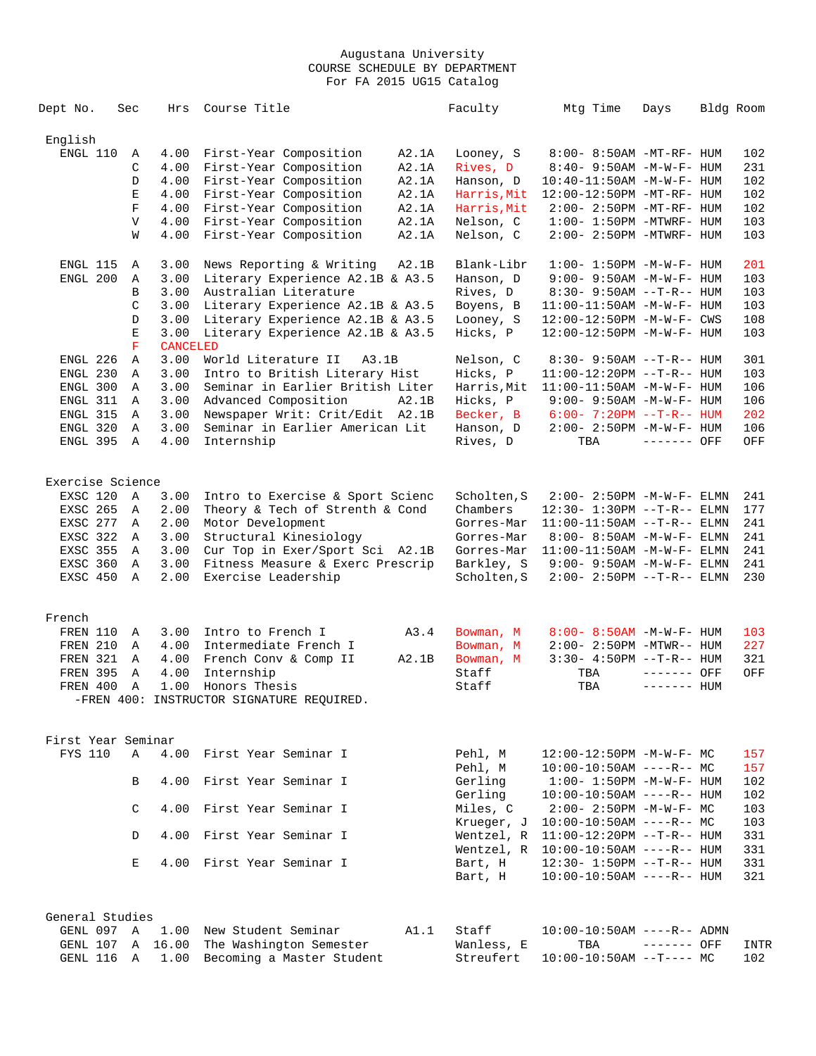Augustana University
COURSE SCHEDULE BY DEPARTMENT
For FA 2015 UG15 Catalog

| Dept No. | Sec | Hrs | Course Title | | Faculty | Mtg Time | Days | Bldg | Room |
|---|---|---|---|---|---|---|---|---|---|
| **English** | | | | | | | | | |
| ENGL 110 | A | 4.00 | First-Year Composition | A2.1A | Looney, S | 8:00- 8:50AM | -MT-RF- | HUM | 102 |
| | C | 4.00 | First-Year Composition | A2.1A | Rives, D | 8:40- 9:50AM | -M-W-F- | HUM | 231 |
| | D | 4.00 | First-Year Composition | A2.1A | Hanson, D | 10:40-11:50AM | -M-W-F- | HUM | 102 |
| | E | 4.00 | First-Year Composition | A2.1A | Harris,Mit | 12:00-12:50PM | -MT-RF- | HUM | 102 |
| | F | 4.00 | First-Year Composition | A2.1A | Harris,Mit | 2:00- 2:50PM | -MT-RF- | HUM | 102 |
| | V | 4.00 | First-Year Composition | A2.1A | Nelson, C | 1:00- 1:50PM | -MTWRF- | HUM | 103 |
| | W | 4.00 | First-Year Composition | A2.1A | Nelson, C | 2:00- 2:50PM | -MTWRF- | HUM | 103 |
| ENGL 115 | A | 3.00 | News Reporting & Writing | A2.1B | Blank-Libr | 1:00- 1:50PM | -M-W-F- | HUM | 201 |
| ENGL 200 | A | 3.00 | Literary Experience A2.1B & A3.5 | | Hanson, D | 9:00- 9:50AM | -M-W-F- | HUM | 103 |
| | B | 3.00 | Australian Literature | | Rives, D | 8:30- 9:50AM | --T-R-- | HUM | 103 |
| | C | 3.00 | Literary Experience A2.1B & A3.5 | | Boyens, B | 11:00-11:50AM | -M-W-F- | HUM | 103 |
| | D | 3.00 | Literary Experience A2.1B & A3.5 | | Looney, S | 12:00-12:50PM | -M-W-F- | CWS | 108 |
| | E | 3.00 | Literary Experience A2.1B & A3.5 | | Hicks, P | 12:00-12:50PM | -M-W-F- | HUM | 103 |
| | F | CANCELED | | | | | | | |
| ENGL 226 | A | 3.00 | World Literature II | A3.1B | Nelson, C | 8:30- 9:50AM | --T-R-- | HUM | 301 |
| ENGL 230 | A | 3.00 | Intro to British Literary Hist | | Hicks, P | 11:00-12:20PM | --T-R-- | HUM | 103 |
| ENGL 300 | A | 3.00 | Seminar in Earlier British Liter | | Harris,Mit | 11:00-11:50AM | -M-W-F- | HUM | 106 |
| ENGL 311 | A | 3.00 | Advanced Composition | A2.1B | Hicks, P | 9:00- 9:50AM | -M-W-F- | HUM | 106 |
| ENGL 315 | A | 3.00 | Newspaper Writ: Crit/Edit | A2.1B | Becker, B | 6:00- 7:20PM | --T-R-- | HUM | 202 |
| ENGL 320 | A | 3.00 | Seminar in Earlier American Lit | | Hanson, D | 2:00- 2:50PM | -M-W-F- | HUM | 106 |
| ENGL 395 | A | 4.00 | Internship | | Rives, D | TBA | ------- | OFF | OFF |
| **Exercise Science** | | | | | | | | | |
| EXSC 120 | A | 3.00 | Intro to Exercise & Sport Scienc | | Scholten,S | 2:00- 2:50PM | -M-W-F- | ELMN | 241 |
| EXSC 265 | A | 2.00 | Theory & Tech of Strenth & Cond | | Chambers | 12:30- 1:30PM | --T-R-- | ELMN | 177 |
| EXSC 277 | A | 2.00 | Motor Development | | Gorres-Mar | 11:00-11:50AM | --T-R-- | ELMN | 241 |
| EXSC 322 | A | 3.00 | Structural Kinesiology | | Gorres-Mar | 8:00- 8:50AM | -M-W-F- | ELMN | 241 |
| EXSC 355 | A | 3.00 | Cur Top in Exer/Sport Sci | A2.1B | Gorres-Mar | 11:00-11:50AM | -M-W-F- | ELMN | 241 |
| EXSC 360 | A | 3.00 | Fitness Measure & Exerc Prescrip | | Barkley, S | 9:00- 9:50AM | -M-W-F- | ELMN | 241 |
| EXSC 450 | A | 2.00 | Exercise Leadership | | Scholten,S | 2:00- 2:50PM | --T-R-- | ELMN | 230 |
| **French** | | | | | | | | | |
| FREN 110 | A | 3.00 | Intro to French I | A3.4 | Bowman, M | 8:00- 8:50AM | -M-W-F- | HUM | 103 |
| FREN 210 | A | 4.00 | Intermediate French I | | Bowman, M | 2:00- 2:50PM | -MTWR-- | HUM | 227 |
| FREN 321 | A | 4.00 | French Conv & Comp II | A2.1B | Bowman, M | 3:30- 4:50PM | --T-R-- | HUM | 321 |
| FREN 395 | A | 4.00 | Internship | | Staff | TBA | ------- | OFF | OFF |
| FREN 400 | A | 1.00 | Honors Thesis | | Staff | TBA | ------- | HUM | |
| -FREN 400: INSTRUCTOR SIGNATURE REQUIRED. | | | | | | | | | |
| **First Year Seminar** | | | | | | | | | |
| FYS 110 | A | 4.00 | First Year Seminar I | | Pehl, M | 12:00-12:50PM | -M-W-F- | MC | 157 |
| | | | | | Pehl, M | 10:00-10:50AM | ----R-- | MC | 157 |
| | B | 4.00 | First Year Seminar I | | Gerling | 1:00- 1:50PM | -M-W-F- | HUM | 102 |
| | | | | | Gerling | 10:00-10:50AM | ----R-- | HUM | 102 |
| | C | 4.00 | First Year Seminar I | | Miles, C | 2:00- 2:50PM | -M-W-F- | MC | 103 |
| | | | | | Krueger, J | 10:00-10:50AM | ----R-- | MC | 103 |
| | D | 4.00 | First Year Seminar I | | Wentzel, R | 11:00-12:20PM | --T-R-- | HUM | 331 |
| | | | | | Wentzel, R | 10:00-10:50AM | ----R-- | HUM | 331 |
| | E | 4.00 | First Year Seminar I | | Bart, H | 12:30- 1:50PM | --T-R-- | HUM | 331 |
| | | | | | Bart, H | 10:00-10:50AM | ----R-- | HUM | 321 |
| **General Studies** | | | | | | | | | |
| GENL 097 | A | 1.00 | New Student Seminar | A1.1 | Staff | 10:00-10:50AM | ----R-- | ADMN | |
| GENL 107 | A | 16.00 | The Washington Semester | | Wanless, E | TBA | ------- | OFF | INTR |
| GENL 116 | A | 1.00 | Becoming a Master Student | | Streufert | 10:00-10:50AM | --T---- | MC | 102 |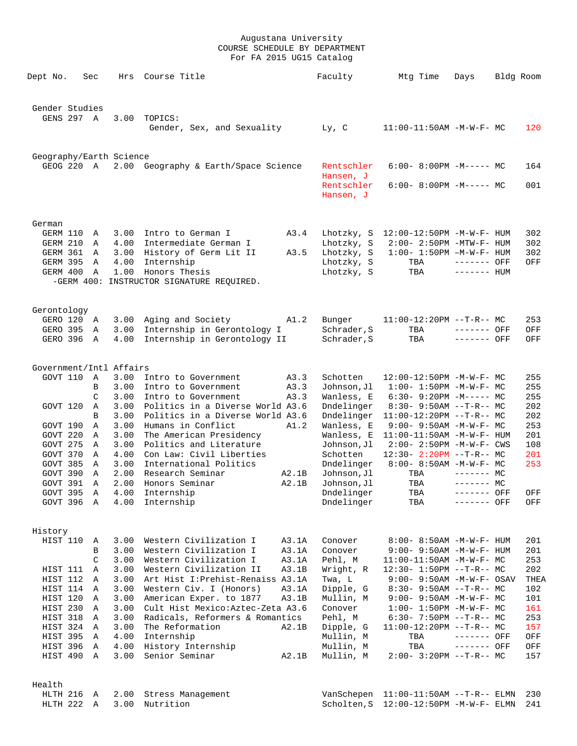Augustana University
COURSE SCHEDULE BY DEPARTMENT
For FA 2015 UG15 Catalog

| Dept No. | Sec | Hrs | Course Title | | Faculty | Mtg Time | Days | Bldg | Room |
|---|---|---|---|---|---|---|---|---|---|
| **Gender Studies** | | | | | | | | | |
| GENS 297 | A | 3.00 | TOPICS: Gender, Sex, and Sexuality | | Ly, C | 11:00-11:50AM | -M-W-F- | MC | 120 |
| **Geography/Earth Science** | | | | | | | | | |
| GEOG 220 | A | 2.00 | Geography & Earth/Space Science | | Rentschler Hansen, J | 6:00- 8:00PM | -M----- | MC | 164 |
| | | | | | Rentschler Hansen, J | 6:00- 8:00PM | -M----- | MC | 001 |
| **German** | | | | | | | | | |
| GERM 110 | A | 3.00 | Intro to German I | A3.4 | Lhotzky, S | 12:00-12:50PM | -M-W-F- | HUM | 302 |
| GERM 210 | A | 4.00 | Intermediate German I | | Lhotzky, S | 2:00- 2:50PM | -MTW-F- | HUM | 302 |
| GERM 361 | A | 3.00 | History of Germ Lit II | A3.5 | Lhotzky, S | 1:00- 1:50PM | -M-W-F- | HUM | 302 |
| GERM 395 | A | 4.00 | Internship | | Lhotzky, S | TBA | ------- | OFF | OFF |
| GERM 400 | A | 1.00 | Honors Thesis | | Lhotzky, S | TBA | ------- | HUM | |
| -GERM 400: INSTRUCTOR SIGNATURE REQUIRED. | | | | | | | | | |
| **Gerontology** | | | | | | | | | |
| GERO 120 | A | 3.00 | Aging and Society | A1.2 | Bunger | 11:00-12:20PM | --T-R-- | MC | 253 |
| GERO 395 | A | 3.00 | Internship in Gerontology I | | Schrader,S | TBA | ------- | OFF | OFF |
| GERO 396 | A | 4.00 | Internship in Gerontology II | | Schrader,S | TBA | ------- | OFF | OFF |
| **Government/Intl Affairs** | | | | | | | | | |
| GOVT 110 | A | 3.00 | Intro to Government | A3.3 | Schotten | 12:00-12:50PM | -M-W-F- | MC | 255 |
| | B | 3.00 | Intro to Government | A3.3 | Johnson,Jl | 1:00- 1:50PM | -M-W-F- | MC | 255 |
| | C | 3.00 | Intro to Government | A3.3 | Wanless, E | 6:30- 9:20PM | -M----- | MC | 255 |
| GOVT 120 | A | 3.00 | Politics in a Diverse World | A3.6 | Dndelinger | 8:30- 9:50AM | --T-R-- | MC | 202 |
| | B | 3.00 | Politics in a Diverse World | A3.6 | Dndelinger | 11:00-12:20PM | --T-R-- | MC | 202 |
| GOVT 190 | A | 3.00 | Humans in Conflict | A1.2 | Wanless, E | 9:00- 9:50AM | -M-W-F- | MC | 253 |
| GOVT 220 | A | 3.00 | The American Presidency | | Wanless, E | 11:00-11:50AM | -M-W-F- | HUM | 201 |
| GOVT 275 | A | 3.00 | Politics and Literature | | Johnson,Jl | 2:00- 2:50PM | -M-W-F- | CWS | 108 |
| GOVT 370 | A | 4.00 | Con Law: Civil Liberties | | Schotten | 12:30- 2:20PM | --T-R-- | MC | 201 |
| GOVT 385 | A | 3.00 | International Politics | | Dndelinger | 8:00- 8:50AM | -M-W-F- | MC | 253 |
| GOVT 390 | A | 2.00 | Research Seminar | A2.1B | Johnson,Jl | TBA | ------- | MC | |
| GOVT 391 | A | 2.00 | Honors Seminar | A2.1B | Johnson,Jl | TBA | ------- | MC | |
| GOVT 395 | A | 4.00 | Internship | | Dndelinger | TBA | ------- | OFF | OFF |
| GOVT 396 | A | 4.00 | Internship | | Dndelinger | TBA | ------- | OFF | OFF |
| **History** | | | | | | | | | |
| HIST 110 | A | 3.00 | Western Civilization I | A3.1A | Conover | 8:00- 8:50AM | -M-W-F- | HUM | 201 |
| | B | 3.00 | Western Civilization I | A3.1A | Conover | 9:00- 9:50AM | -M-W-F- | HUM | 201 |
| | C | 3.00 | Western Civilization I | A3.1A | Pehl, M | 11:00-11:50AM | -M-W-F- | MC | 253 |
| HIST 111 | A | 3.00 | Western Civilization II | A3.1B | Wright, R | 12:30- 1:50PM | --T-R-- | MC | 202 |
| HIST 112 | A | 3.00 | Art Hist I:Prehist-Renaiss | A3.1A | Twa, L | 9:00- 9:50AM | -M-W-F- | OSAV | THEA |
| HIST 114 | A | 3.00 | Western Civ. I (Honors) | A3.1A | Dipple, G | 8:30- 9:50AM | --T-R-- | MC | 102 |
| HIST 120 | A | 3.00 | American Exper. to 1877 | A3.1B | Mullin, M | 9:00- 9:50AM | -M-W-F- | MC | 101 |
| HIST 230 | A | 3.00 | Cult Hist Mexico:Aztec-Zeta | A3.6 | Conover | 1:00- 1:50PM | -M-W-F- | MC | 161 |
| HIST 318 | A | 3.00 | Radicals, Reformers & Romantics | | Pehl, M | 6:30- 7:50PM | --T-R-- | MC | 253 |
| HIST 324 | A | 3.00 | The Reformation | A2.1B | Dipple, G | 11:00-12:20PM | --T-R-- | MC | 157 |
| HIST 395 | A | 4.00 | Internship | | Mullin, M | TBA | ------- | OFF | OFF |
| HIST 396 | A | 4.00 | History Internship | | Mullin, M | TBA | ------- | OFF | OFF |
| HIST 490 | A | 3.00 | Senior Seminar | A2.1B | Mullin, M | 2:00- 3:20PM | --T-R-- | MC | 157 |
| **Health** | | | | | | | | | |
| HLTH 216 | A | 2.00 | Stress Management | | VanSchepen | 11:00-11:50AM | --T-R-- | ELMN | 230 |
| HLTH 222 | A | 3.00 | Nutrition | | Scholten,S | 12:00-12:50PM | -M-W-F- | ELMN | 241 |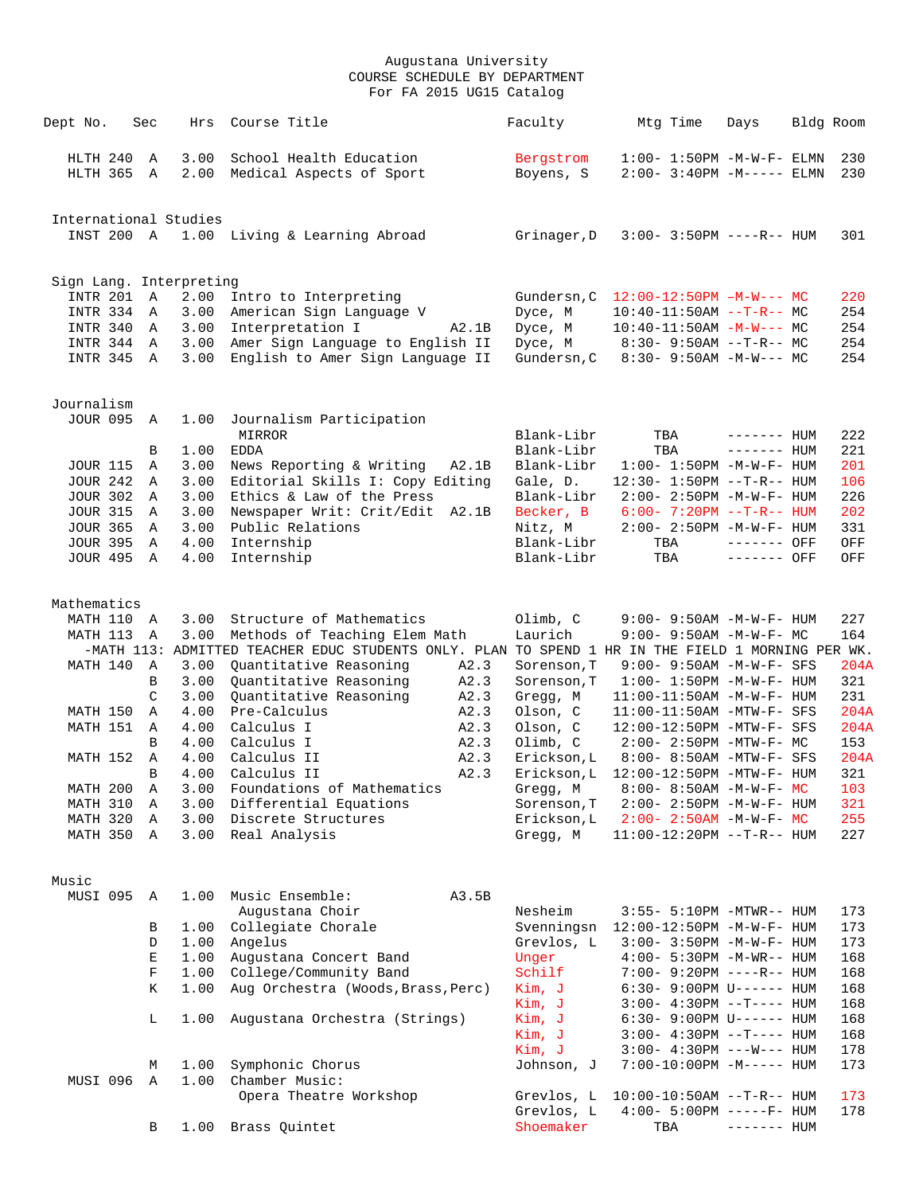Augustana University
COURSE SCHEDULE BY DEPARTMENT
For FA 2015 UG15 Catalog

| Dept No. | Sec | Hrs | Course Title | | Faculty | Mtg Time | Days | Bldg | Room |
|---|---|---|---|---|---|---|---|---|---|
| HLTH 240 | A | 3.00 | School Health Education | | Bergstrom | 1:00- 1:50PM | -M-W-F- | ELMN | 230 |
| HLTH 365 | A | 2.00 | Medical Aspects of Sport | | Boyens, S | 2:00- 3:40PM | -M----- | ELMN | 230 |
| **International Studies** | | | | | | | | | |
| INST 200 | A | 1.00 | Living & Learning Abroad | | Grinager,D | 3:00- 3:50PM | ----R-- | HUM | 301 |
| **Sign Lang. Interpreting** | | | | | | | | | |
| INTR 201 | A | 2.00 | Intro to Interpreting | | Gundersn,C | 12:00-12:50PM | -M-W--- | MC | 220 |
| INTR 334 | A | 3.00 | American Sign Language V | | Dyce, M | 10:40-11:50AM | --T-R-- | MC | 254 |
| INTR 340 | A | 3.00 | Interpretation I | A2.1B | Dyce, M | 10:40-11:50AM | -M-W--- | MC | 254 |
| INTR 344 | A | 3.00 | Amer Sign Language to English II | | Dyce, M | 8:30- 9:50AM | --T-R-- | MC | 254 |
| INTR 345 | A | 3.00 | English to Amer Sign Language II | | Gundersn,C | 8:30- 9:50AM | -M-W--- | MC | 254 |
| **Journalism** | | | | | | | | | |
| JOUR 095 | A | 1.00 | Journalism Participation | | | | | | |
| | | | MIRROR | | Blank-Libr | TBA | ------- | HUM | 222 |
| | B | 1.00 | EDDA | | Blank-Libr | TBA | ------- | HUM | 221 |
| JOUR 115 | A | 3.00 | News Reporting & Writing | A2.1B | Blank-Libr | 1:00- 1:50PM | -M-W-F- | HUM | 201 |
| JOUR 242 | A | 3.00 | Editorial Skills I: Copy Editing | | Gale, D. | 12:30- 1:50PM | --T-R-- | HUM | 106 |
| JOUR 302 | A | 3.00 | Ethics & Law of the Press | | Blank-Libr | 2:00- 2:50PM | -M-W-F- | HUM | 226 |
| JOUR 315 | A | 3.00 | Newspaper Writ: Crit/Edit | A2.1B | Becker, B | 6:00- 7:20PM | --T-R-- | HUM | 202 |
| JOUR 365 | A | 3.00 | Public Relations | | Nitz, M | 2:00- 2:50PM | -M-W-F- | HUM | 331 |
| JOUR 395 | A | 4.00 | Internship | | Blank-Libr | TBA | ------- | OFF | OFF |
| JOUR 495 | A | 4.00 | Internship | | Blank-Libr | TBA | ------- | OFF | OFF |
| **Mathematics** | | | | | | | | | |
| MATH 110 | A | 3.00 | Structure of Mathematics | | Olimb, C | 9:00- 9:50AM | -M-W-F- | HUM | 227 |
| MATH 113 | A | 3.00 | Methods of Teaching Elem Math | | Laurich | 9:00- 9:50AM | -M-W-F- | MC | 164 |
| -MATH 113: ADMITTED TEACHER EDUC STUDENTS ONLY. PLAN TO SPEND 1 HR IN THE FIELD 1 MORNING PER WK. | | | | | | | | | |
| MATH 140 | A | 3.00 | Quantitative Reasoning | A2.3 | Sorenson,T | 9:00- 9:50AM | -M-W-F- | SFS | 204A |
| | B | 3.00 | Quantitative Reasoning | A2.3 | Sorenson,T | 1:00- 1:50PM | -M-W-F- | HUM | 321 |
| | C | 3.00 | Quantitative Reasoning | A2.3 | Gregg, M | 11:00-11:50AM | -M-W-F- | HUM | 231 |
| MATH 150 | A | 4.00 | Pre-Calculus | A2.3 | Olson, C | 11:00-11:50AM | -MTW-F- | SFS | 204A |
| MATH 151 | A | 4.00 | Calculus I | A2.3 | Olson, C | 12:00-12:50PM | -MTW-F- | SFS | 204A |
| | B | 4.00 | Calculus I | A2.3 | Olimb, C | 2:00- 2:50PM | -MTW-F- | MC | 153 |
| MATH 152 | A | 4.00 | Calculus II | A2.3 | Erickson,L | 8:00- 8:50AM | -MTW-F- | SFS | 204A |
| | B | 4.00 | Calculus II | A2.3 | Erickson,L | 12:00-12:50PM | -MTW-F- | HUM | 321 |
| MATH 200 | A | 3.00 | Foundations of Mathematics | | Gregg, M | 8:00- 8:50AM | -M-W-F- | MC | 103 |
| MATH 310 | A | 3.00 | Differential Equations | | Sorenson,T | 2:00- 2:50PM | -M-W-F- | HUM | 321 |
| MATH 320 | A | 3.00 | Discrete Structures | | Erickson,L | 2:00- 2:50AM | -M-W-F- | MC | 255 |
| MATH 350 | A | 3.00 | Real Analysis | | Gregg, M | 11:00-12:20PM | --T-R-- | HUM | 227 |
| **Music** | | | | | | | | | |
| MUSI 095 | A | 1.00 | Music Ensemble: | A3.5B | | | | | |
| | | | Augustana Choir | | Nesheim | 3:55- 5:10PM | -MTWR-- | HUM | 173 |
| | B | 1.00 | Collegiate Chorale | | Svenningsn | 12:00-12:50PM | -M-W-F- | HUM | 173 |
| | D | 1.00 | Angelus | | Grevlos, L | 3:00- 3:50PM | -M-W-F- | HUM | 173 |
| | E | 1.00 | Augustana Concert Band | | Unger | 4:00- 5:30PM | -M-WR-- | HUM | 168 |
| | F | 1.00 | College/Community Band | | Schilf | 7:00- 9:20PM | ----R-- | HUM | 168 |
| | K | 1.00 | Aug Orchestra (Woods,Brass,Perc) | | Kim, J | 6:30- 9:00PM | U------ | HUM | 168 |
| | | | | | Kim, J | 3:00- 4:30PM | --T---- | HUM | 168 |
| | L | 1.00 | Augustana Orchestra (Strings) | | Kim, J | 6:30- 9:00PM | U------ | HUM | 168 |
| | | | | | Kim, J | 3:00- 4:30PM | --T---- | HUM | 168 |
| | | | | | Kim, J | 3:00- 4:30PM | ---W--- | HUM | 178 |
| | M | 1.00 | Symphonic Chorus | | Johnson, J | 7:00-10:00PM | -M----- | HUM | 173 |
| MUSI 096 | A | 1.00 | Chamber Music: | | | | | | |
| | | | Opera Theatre Workshop | | Grevlos, L | 10:00-10:50AM | --T-R-- | HUM | 173 |
| | | | | | Grevlos, L | 4:00- 5:00PM | -----F- | HUM | 178 |
| | B | 1.00 | Brass Quintet | | Shoemaker | TBA | ------- | HUM | |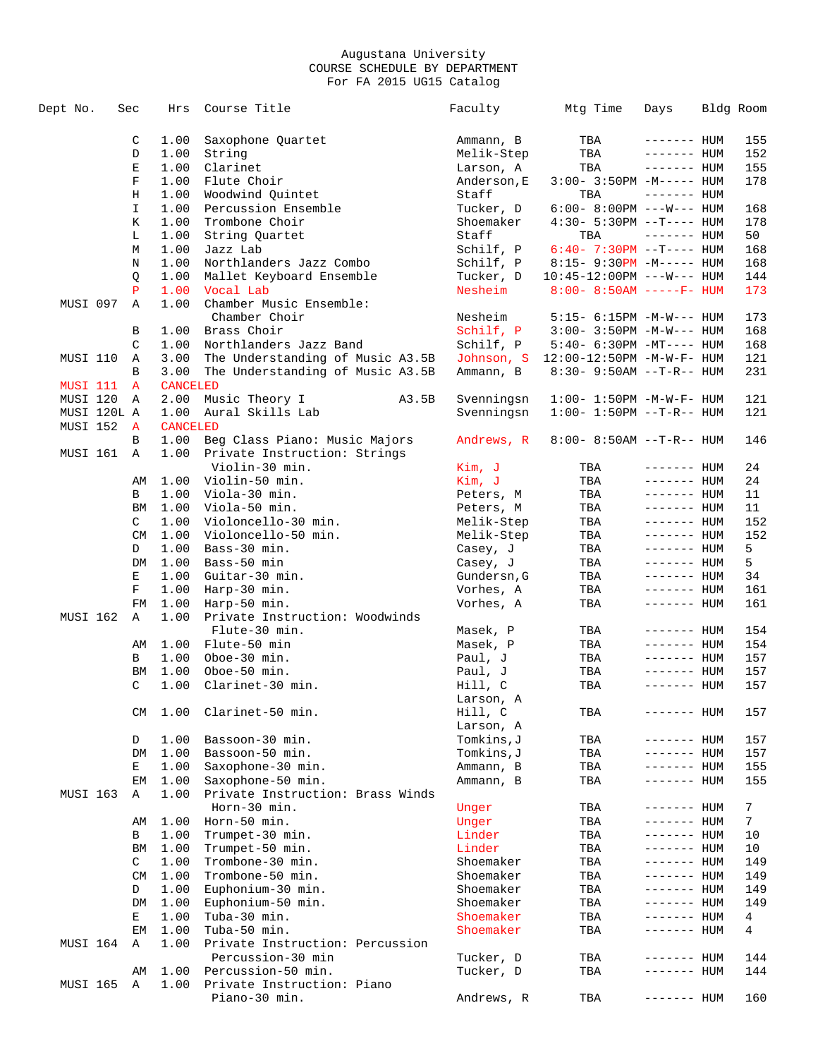Augustana University
COURSE SCHEDULE BY DEPARTMENT
For FA 2015 UG15 Catalog

| Dept No. | Sec | Hrs | Course Title | Faculty | Mtg Time | Days | Bldg | Room |
|---|---|---|---|---|---|---|---|---|
| | C | 1.00 | Saxophone Quartet | Ammann, B | TBA | ------- | HUM | 155 |
| | D | 1.00 | String | Melik-Step | TBA | ------- | HUM | 152 |
| | E | 1.00 | Clarinet | Larson, A | TBA | ------- | HUM | 155 |
| | F | 1.00 | Flute Choir | Anderson,E | 3:00- 3:50PM | -M----- | HUM | 178 |
| | H | 1.00 | Woodwind Quintet | Staff | TBA | ------- | HUM | |
| | I | 1.00 | Percussion Ensemble | Tucker, D | 6:00- 8:00PM | ---W--- | HUM | 168 |
| | K | 1.00 | Trombone Choir | Shoemaker | 4:30- 5:30PM | --T---- | HUM | 178 |
| | L | 1.00 | String Quartet | Staff | TBA | ------- | HUM | 50 |
| | M | 1.00 | Jazz Lab | Schilf, P | 6:40- 7:30PM | --T---- | HUM | 168 |
| | N | 1.00 | Northlanders Jazz Combo | Schilf, P | 8:15- 9:30PM | -M----- | HUM | 168 |
| | Q | 1.00 | Mallet Keyboard Ensemble | Tucker, D | 10:45-12:00PM | ---W--- | HUM | 144 |
| | P | 1.00 | Vocal Lab | Nesheim | 8:00- 8:50AM | -----F- | HUM | 173 |
| MUSI 097 | A | 1.00 | Chamber Music Ensemble: Chamber Choir | Nesheim | 5:15- 6:15PM | -M-W--- | HUM | 173 |
| | B | 1.00 | Brass Choir | Schilf, P | 3:00- 3:50PM | -M-W--- | HUM | 168 |
| | C | 1.00 | Northlanders Jazz Band | Schilf, P | 5:40- 6:30PM | -MT---- | HUM | 168 |
| MUSI 110 | A | 3.00 | The Understanding of Music A3.5B | Johnson, S | 12:00-12:50PM | -M-W-F- | HUM | 121 |
| | B | 3.00 | The Understanding of Music A3.5B | Ammann, B | 8:30- 9:50AM | --T-R-- | HUM | 231 |
| MUSI 111 | A | CANCELED | | | | | | |
| MUSI 120 | A | 2.00 | Music Theory I A3.5B | Svenningsn | 1:00- 1:50PM | -M-W-F- | HUM | 121 |
| MUSI 120L | A | 1.00 | Aural Skills Lab | Svenningsn | 1:00- 1:50PM | --T-R-- | HUM | 121 |
| MUSI 152 | A | CANCELED | | | | | | |
| | B | 1.00 | Beg Class Piano: Music Majors | Andrews, R | 8:00- 8:50AM | --T-R-- | HUM | 146 |
| MUSI 161 | A | 1.00 | Private Instruction: Strings Violin-30 min. | Kim, J | TBA | ------- | HUM | 24 |
| | AM | 1.00 | Violin-50 min. | Kim, J | TBA | ------- | HUM | 24 |
| | B | 1.00 | Viola-30 min. | Peters, M | TBA | ------- | HUM | 11 |
| | BM | 1.00 | Viola-50 min. | Peters, M | TBA | ------- | HUM | 11 |
| | C | 1.00 | Violoncello-30 min. | Melik-Step | TBA | ------- | HUM | 152 |
| | CM | 1.00 | Violoncello-50 min. | Melik-Step | TBA | ------- | HUM | 152 |
| | D | 1.00 | Bass-30 min. | Casey, J | TBA | ------- | HUM | 5 |
| | DM | 1.00 | Bass-50 min | Casey, J | TBA | ------- | HUM | 5 |
| | E | 1.00 | Guitar-30 min. | Gundersn,G | TBA | ------- | HUM | 34 |
| | F | 1.00 | Harp-30 min. | Vorhes, A | TBA | ------- | HUM | 161 |
| | FM | 1.00 | Harp-50 min. | Vorhes, A | TBA | ------- | HUM | 161 |
| MUSI 162 | A | 1.00 | Private Instruction: Woodwinds Flute-30 min. | Masek, P | TBA | ------- | HUM | 154 |
| | AM | 1.00 | Flute-50 min | Masek, P | TBA | ------- | HUM | 154 |
| | B | 1.00 | Oboe-30 min. | Paul, J | TBA | ------- | HUM | 157 |
| | BM | 1.00 | Oboe-50 min. | Paul, J | TBA | ------- | HUM | 157 |
| | C | 1.00 | Clarinet-30 min. | Hill, C; Larson, A | TBA | ------- | HUM | 157 |
| | CM | 1.00 | Clarinet-50 min. | Hill, C; Larson, A | TBA | ------- | HUM | 157 |
| | D | 1.00 | Bassoon-30 min. | Tomkins,J | TBA | ------- | HUM | 157 |
| | DM | 1.00 | Bassoon-50 min. | Tomkins,J | TBA | ------- | HUM | 157 |
| | E | 1.00 | Saxophone-30 min. | Ammann, B | TBA | ------- | HUM | 155 |
| | EM | 1.00 | Saxophone-50 min. | Ammann, B | TBA | ------- | HUM | 155 |
| MUSI 163 | A | 1.00 | Private Instruction: Brass Winds Horn-30 min. | Unger | TBA | ------- | HUM | 7 |
| | AM | 1.00 | Horn-50 min. | Unger | TBA | ------- | HUM | 7 |
| | B | 1.00 | Trumpet-30 min. | Linder | TBA | ------- | HUM | 10 |
| | BM | 1.00 | Trumpet-50 min. | Linder | TBA | ------- | HUM | 10 |
| | C | 1.00 | Trombone-30 min. | Shoemaker | TBA | ------- | HUM | 149 |
| | CM | 1.00 | Trombone-50 min. | Shoemaker | TBA | ------- | HUM | 149 |
| | D | 1.00 | Euphonium-30 min. | Shoemaker | TBA | ------- | HUM | 149 |
| | DM | 1.00 | Euphonium-50 min. | Shoemaker | TBA | ------- | HUM | 149 |
| | E | 1.00 | Tuba-30 min. | Shoemaker | TBA | ------- | HUM | 4 |
| | EM | 1.00 | Tuba-50 min. | Shoemaker | TBA | ------- | HUM | 4 |
| MUSI 164 | A | 1.00 | Private Instruction: Percussion Percussion-30 min | Tucker, D | TBA | ------- | HUM | 144 |
| | AM | 1.00 | Percussion-50 min. | Tucker, D | TBA | ------- | HUM | 144 |
| MUSI 165 | A | 1.00 | Private Instruction: Piano Piano-30 min. | Andrews, R | TBA | ------- | HUM | 160 |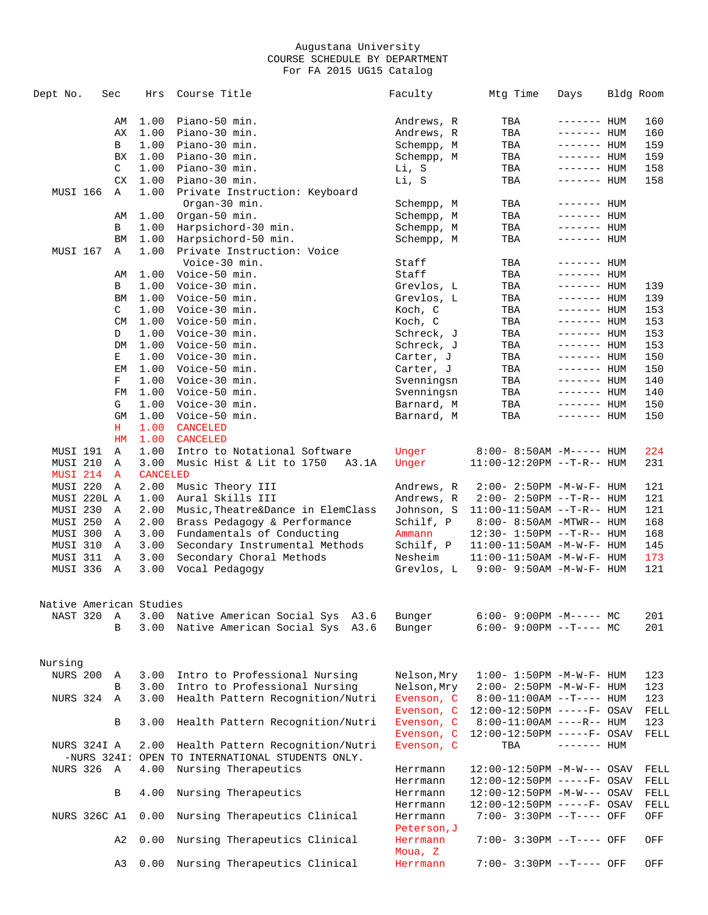Augustana University
COURSE SCHEDULE BY DEPARTMENT
For FA 2015 UG15 Catalog

| Dept No. | Sec | Hrs | Course Title | Faculty | Mtg Time | Days | Bldg | Room |
|---|---|---|---|---|---|---|---|---|
| | AM | 1.00 | Piano-50 min. | Andrews, R | TBA | ------- | HUM | 160 |
| | AX | 1.00 | Piano-30 min. | Andrews, R | TBA | ------- | HUM | 160 |
| | B | 1.00 | Piano-30 min. | Schempp, M | TBA | ------- | HUM | 159 |
| | BX | 1.00 | Piano-30 min. | Schempp, M | TBA | ------- | HUM | 159 |
| | C | 1.00 | Piano-30 min. | Li, S | TBA | ------- | HUM | 158 |
| | CX | 1.00 | Piano-30 min. | Li, S | TBA | ------- | HUM | 158 |
| MUSI 166 | A | 1.00 | Private Instruction: Keyboard | | | | | |
| | | | Organ-30 min. | Schempp, M | TBA | ------- | HUM | |
| | AM | 1.00 | Organ-50 min. | Schempp, M | TBA | ------- | HUM | |
| | B | 1.00 | Harpsichord-30 min. | Schempp, M | TBA | ------- | HUM | |
| | BM | 1.00 | Harpsichord-50 min. | Schempp, M | TBA | ------- | HUM | |
| MUSI 167 | A | 1.00 | Private Instruction: Voice | | | | | |
| | | | Voice-30 min. | Staff | TBA | ------- | HUM | |
| | AM | 1.00 | Voice-50 min. | Staff | TBA | ------- | HUM | |
| | B | 1.00 | Voice-30 min. | Grevlos, L | TBA | ------- | HUM | 139 |
| | BM | 1.00 | Voice-50 min. | Grevlos, L | TBA | ------- | HUM | 139 |
| | C | 1.00 | Voice-30 min. | Koch, C | TBA | ------- | HUM | 153 |
| | CM | 1.00 | Voice-50 min. | Koch, C | TBA | ------- | HUM | 153 |
| | D | 1.00 | Voice-30 min. | Schreck, J | TBA | ------- | HUM | 153 |
| | DM | 1.00 | Voice-50 min. | Schreck, J | TBA | ------- | HUM | 153 |
| | E | 1.00 | Voice-30 min. | Carter, J | TBA | ------- | HUM | 150 |
| | EM | 1.00 | Voice-50 min. | Carter, J | TBA | ------- | HUM | 150 |
| | F | 1.00 | Voice-30 min. | Svenningsn | TBA | ------- | HUM | 140 |
| | FM | 1.00 | Voice-50 min. | Svenningsn | TBA | ------- | HUM | 140 |
| | G | 1.00 | Voice-30 min. | Barnard, M | TBA | ------- | HUM | 150 |
| | GM | 1.00 | Voice-50 min. | Barnard, M | TBA | ------- | HUM | 150 |
| | H | 1.00 | CANCELED | | | | | |
| | HM | 1.00 | CANCELED | | | | | |
| MUSI 191 | A | 1.00 | Intro to Notational Software | Unger | 8:00- 8:50AM | -M----- | HUM | 224 |
| MUSI 210 | A | 3.00 | Music Hist & Lit to 1750 A3.1A | Unger | 11:00-12:20PM | --T-R-- | HUM | 231 |
| MUSI 214 | A | CANCELED | | | | | | |
| MUSI 220 | A | 2.00 | Music Theory III | Andrews, R | 2:00- 2:50PM | -M-W-F- | HUM | 121 |
| MUSI 220L | A | 1.00 | Aural Skills III | Andrews, R | 2:00- 2:50PM | --T-R-- | HUM | 121 |
| MUSI 230 | A | 2.00 | Music,Theatre&Dance in ElemClass | Johnson, S | 11:00-11:50AM | --T-R-- | HUM | 121 |
| MUSI 250 | A | 2.00 | Brass Pedagogy & Performance | Schilf, P | 8:00- 8:50AM | -MTWR-- | HUM | 168 |
| MUSI 300 | A | 3.00 | Fundamentals of Conducting | Ammann | 12:30- 1:50PM | --T-R-- | HUM | 168 |
| MUSI 310 | A | 3.00 | Secondary Instrumental Methods | Schilf, P | 11:00-11:50AM | -M-W-F- | HUM | 145 |
| MUSI 311 | A | 3.00 | Secondary Choral Methods | Nesheim | 11:00-11:50AM | -M-W-F- | HUM | 173 |
| MUSI 336 | A | 3.00 | Vocal Pedagogy | Grevlos, L | 9:00- 9:50AM | -M-W-F- | HUM | 121 |

## Native American Studies

| Dept No. | Sec | Hrs | Course Title | Faculty | Mtg Time | Days | Bldg | Room |
|---|---|---|---|---|---|---|---|---|
| NAST 320 | A | 3.00 | Native American Social Sys A3.6 | Bunger | 6:00- 9:00PM | -M----- | MC | 201 |
| | B | 3.00 | Native American Social Sys A3.6 | Bunger | 6:00- 9:00PM | --T---- | MC | 201 |

## Nursing

| Dept No. | Sec | Hrs | Course Title | Faculty | Mtg Time | Days | Bldg | Room |
|---|---|---|---|---|---|---|---|---|
| NURS 200 | A | 3.00 | Intro to Professional Nursing | Nelson,Mry | 1:00- 1:50PM | -M-W-F- | HUM | 123 |
| | B | 3.00 | Intro to Professional Nursing | Nelson,Mry | 2:00- 2:50PM | -M-W-F- | HUM | 123 |
| NURS 324 | A | 3.00 | Health Pattern Recognition/Nutri | Evenson, C | 8:00-11:00AM | --T---- | HUM | 123 |
| | | | | Evenson, C | 12:00-12:50PM | -----F- | OSAV | FELL |
| | B | 3.00 | Health Pattern Recognition/Nutri | Evenson, C | 8:00-11:00AM | ----R-- | HUM | 123 |
| | | | | Evenson, C | 12:00-12:50PM | -----F- | OSAV | FELL |
| NURS 324I | A | 2.00 | Health Pattern Recognition/Nutri | Evenson, C | TBA | ------- | HUM | |
| -NURS 324I: OPEN TO INTERNATIONAL STUDENTS ONLY. | | | | | | | | |
| NURS 326 | A | 4.00 | Nursing Therapeutics | Herrmann | 12:00-12:50PM | -M-W--- | OSAV | FELL |
| | | | | Herrmann | 12:00-12:50PM | -----F- | OSAV | FELL |
| | B | 4.00 | Nursing Therapeutics | Herrmann | 12:00-12:50PM | -M-W--- | OSAV | FELL |
| | | | | Herrmann | 12:00-12:50PM | -----F- | OSAV | FELL |
| NURS 326C | A1 | 0.00 | Nursing Therapeutics Clinical | Herrmann | 7:00- 3:30PM | --T---- | OFF | OFF |
| | | | | Peterson,J | | | | |
| | A2 | 0.00 | Nursing Therapeutics Clinical | Herrmann | 7:00- 3:30PM | --T---- | OFF | OFF |
| | | | | Moua, Z | | | | |
| | A3 | 0.00 | Nursing Therapeutics Clinical | Herrmann | 7:00- 3:30PM | --T---- | OFF | OFF |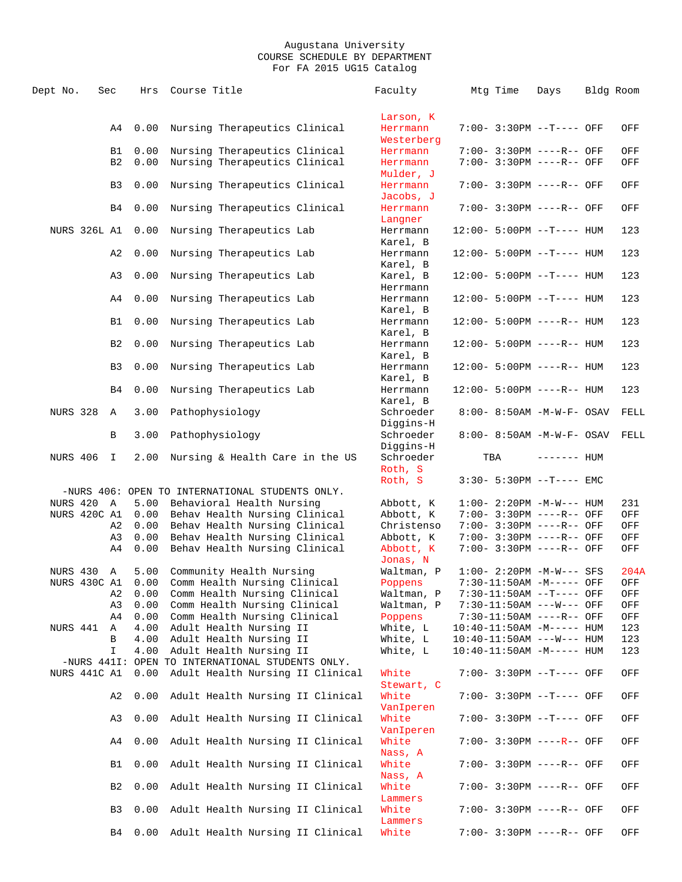Augustana University
COURSE SCHEDULE BY DEPARTMENT
For FA 2015 UG15 Catalog

| Dept No. | Sec | Hrs | Course Title | Faculty | Mtg Time | Days | Bldg | Room |
|---|---|---|---|---|---|---|---|---|
| | | | | Larson, K | | | | |
| | A4 | 0.00 | Nursing Therapeutics Clinical | Herrmann | 7:00- 3:30PM | --T---- | OFF | OFF |
| | | | | Westerberg | | | | |
| | B1 | 0.00 | Nursing Therapeutics Clinical | Herrmann | 7:00- 3:30PM | ----R-- | OFF | OFF |
| | B2 | 0.00 | Nursing Therapeutics Clinical | Herrmann | 7:00- 3:30PM | ----R-- | OFF | OFF |
| | | | | Mulder, J | | | | |
| | B3 | 0.00 | Nursing Therapeutics Clinical | Herrmann | 7:00- 3:30PM | ----R-- | OFF | OFF |
| | | | | Jacobs, J | | | | |
| | B4 | 0.00 | Nursing Therapeutics Clinical | Herrmann | 7:00- 3:30PM | ----R-- | OFF | OFF |
| | | | | Langner | | | | |
| NURS 326L | A1 | 0.00 | Nursing Therapeutics Lab | Herrmann | 12:00- 5:00PM | --T---- | HUM | 123 |
| | | | | Karel, B | | | | |
| | A2 | 0.00 | Nursing Therapeutics Lab | Herrmann | 12:00- 5:00PM | --T---- | HUM | 123 |
| | | | | Karel, B | | | | |
| | A3 | 0.00 | Nursing Therapeutics Lab | Karel, B | 12:00- 5:00PM | --T---- | HUM | 123 |
| | | | | Herrmann | | | | |
| | A4 | 0.00 | Nursing Therapeutics Lab | Herrmann | 12:00- 5:00PM | --T---- | HUM | 123 |
| | | | | Karel, B | | | | |
| | B1 | 0.00 | Nursing Therapeutics Lab | Herrmann | 12:00- 5:00PM | ----R-- | HUM | 123 |
| | | | | Karel, B | | | | |
| | B2 | 0.00 | Nursing Therapeutics Lab | Herrmann | 12:00- 5:00PM | ----R-- | HUM | 123 |
| | | | | Karel, B | | | | |
| | B3 | 0.00 | Nursing Therapeutics Lab | Herrmann | 12:00- 5:00PM | ----R-- | HUM | 123 |
| | | | | Karel, B | | | | |
| | B4 | 0.00 | Nursing Therapeutics Lab | Herrmann | 12:00- 5:00PM | ----R-- | HUM | 123 |
| | | | | Karel, B | | | | |
| NURS 328 | A | 3.00 | Pathophysiology | Schroeder | 8:00- 8:50AM | -M-W-F- | OSAV | FELL |
| | | | | Diggins-H | | | | |
| | B | 3.00 | Pathophysiology | Schroeder | 8:00- 8:50AM | -M-W-F- | OSAV | FELL |
| | | | | Diggins-H | | | | |
| NURS 406 | I | 2.00 | Nursing & Health Care in the US | Schroeder | TBA | ------- | HUM | |
| | | | | Roth, S | | | | |
| | | | | Roth, S | 3:30- 5:30PM | --T---- | EMC | |
| -NURS 406: OPEN TO INTERNATIONAL STUDENTS ONLY. | | | | | | | | |
| NURS 420 | A | 5.00 | Behavioral Health Nursing | Abbott, K | 1:00- 2:20PM | -M-W--- | HUM | 231 |
| NURS 420C | A1 | 0.00 | Behav Health Nursing Clinical | Abbott, K | 7:00- 3:30PM | ----R-- | OFF | OFF |
| | A2 | 0.00 | Behav Health Nursing Clinical | Christenso | 7:00- 3:30PM | ----R-- | OFF | OFF |
| | A3 | 0.00 | Behav Health Nursing Clinical | Abbott, K | 7:00- 3:30PM | ----R-- | OFF | OFF |
| | A4 | 0.00 | Behav Health Nursing Clinical | Abbott, K | 7:00- 3:30PM | ----R-- | OFF | OFF |
| | | | | Jonas, N | | | | |
| NURS 430 | A | 5.00 | Community Health Nursing | Waltman, P | 1:00- 2:20PM | -M-W--- | SFS | 204A |
| NURS 430C | A1 | 0.00 | Comm Health Nursing Clinical | Poppens | 7:30-11:50AM | -M----- | OFF | OFF |
| | A2 | 0.00 | Comm Health Nursing Clinical | Waltman, P | 7:30-11:50AM | --T---- | OFF | OFF |
| | A3 | 0.00 | Comm Health Nursing Clinical | Waltman, P | 7:30-11:50AM | ---W--- | OFF | OFF |
| | A4 | 0.00 | Comm Health Nursing Clinical | Poppens | 7:30-11:50AM | ----R-- | OFF | OFF |
| NURS 441 | A | 4.00 | Adult Health Nursing II | White, L | 10:40-11:50AM | -M----- | HUM | 123 |
| | B | 4.00 | Adult Health Nursing II | White, L | 10:40-11:50AM | ---W--- | HUM | 123 |
| | I | 4.00 | Adult Health Nursing II | White, L | 10:40-11:50AM | -M----- | HUM | 123 |
| -NURS 441I: OPEN TO INTERNATIONAL STUDENTS ONLY. | | | | | | | | |
| NURS 441C | A1 | 0.00 | Adult Health Nursing II Clinical | White | 7:00- 3:30PM | --T---- | OFF | OFF |
| | | | | Stewart, C | | | | |
| | A2 | 0.00 | Adult Health Nursing II Clinical | White | 7:00- 3:30PM | --T---- | OFF | OFF |
| | | | | VanIperen | | | | |
| | A3 | 0.00 | Adult Health Nursing II Clinical | White | 7:00- 3:30PM | --T---- | OFF | OFF |
| | | | | VanIperen | | | | |
| | A4 | 0.00 | Adult Health Nursing II Clinical | White | 7:00- 3:30PM | ----R-- | OFF | OFF |
| | | | | Nass, A | | | | |
| | B1 | 0.00 | Adult Health Nursing II Clinical | White | 7:00- 3:30PM | ----R-- | OFF | OFF |
| | | | | Nass, A | | | | |
| | B2 | 0.00 | Adult Health Nursing II Clinical | White | 7:00- 3:30PM | ----R-- | OFF | OFF |
| | | | | Lammers | | | | |
| | B3 | 0.00 | Adult Health Nursing II Clinical | White | 7:00- 3:30PM | ----R-- | OFF | OFF |
| | | | | Lammers | | | | |
| | B4 | 0.00 | Adult Health Nursing II Clinical | White | 7:00- 3:30PM | ----R-- | OFF | OFF |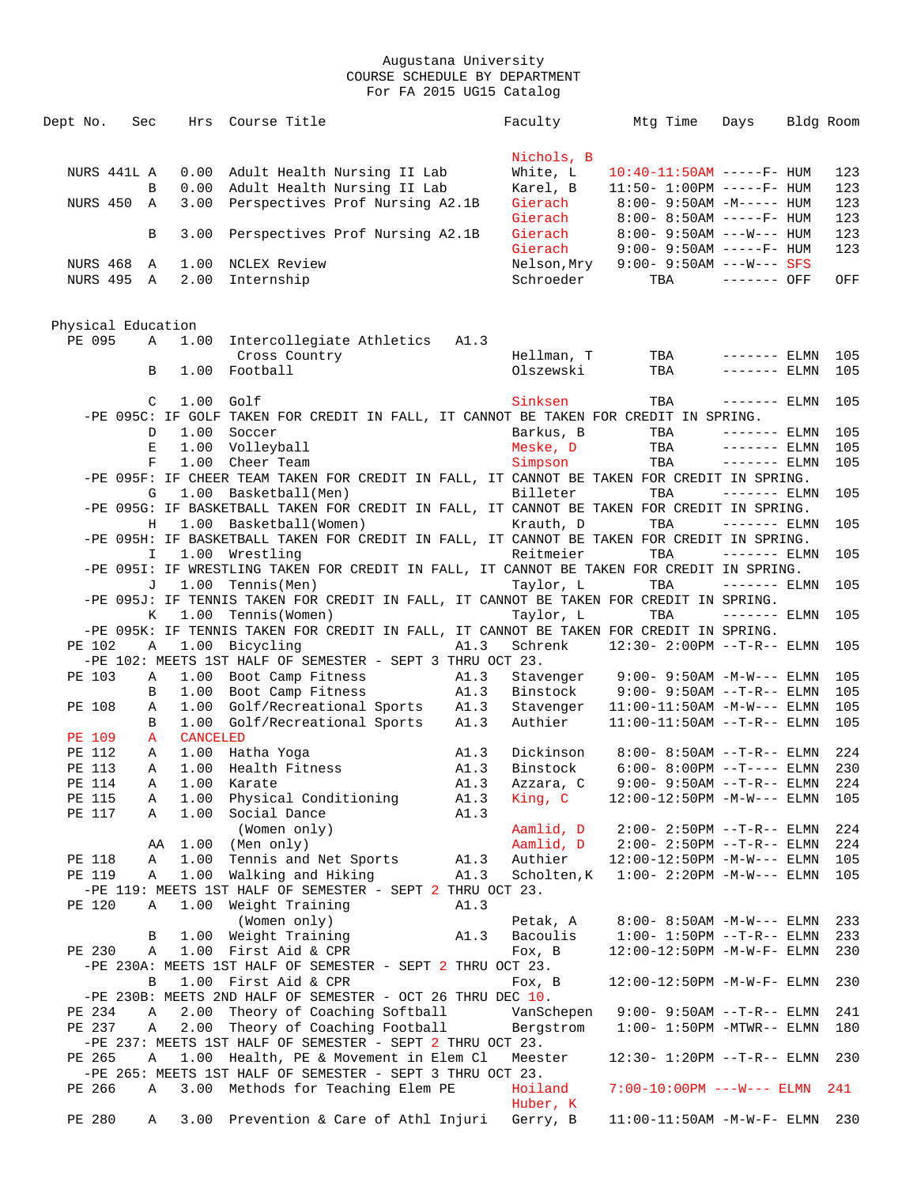# Augustana University
## COURSE SCHEDULE BY DEPARTMENT
### For FA 2015 UG15 Catalog

| Dept No. | Sec | Hrs | Course Title | | Faculty | Mtg Time | Days | Bldg | Room |
|---|---|---|---|---|---|---|---|---|---|
| | | | | | Nichols, B | | | | |
| NURS 441L | A | 0.00 | Adult Health Nursing II Lab | | White, L | 10:40-11:50AM | -----F- | HUM | 123 |
| | B | 0.00 | Adult Health Nursing II Lab | | Karel, B | 11:50- 1:00PM | -----F- | HUM | 123 |
| NURS 450 | A | 3.00 | Perspectives Prof Nursing A2.1B | | Gierach | 8:00- 9:50AM | -M----- | HUM | 123 |
| | | | | | Gierach | 8:00- 8:50AM | -----F- | HUM | 123 |
| | B | 3.00 | Perspectives Prof Nursing A2.1B | | Gierach | 8:00- 9:50AM | ---W--- | HUM | 123 |
| | | | | | Gierach | 9:00- 9:50AM | -----F- | HUM | 123 |
| NURS 468 | A | 1.00 | NCLEX Review | | Nelson,Mry | 9:00- 9:50AM | ---W--- | SFS | |
| NURS 495 | A | 2.00 | Internship | | Schroeder | TBA | ------- | OFF | OFF |

## Physical Education

| Dept No. | Sec | Hrs | Course Title | | Faculty | Mtg Time | Days | Bldg | Room |
|---|---|---|---|---|---|---|---|---|---|
| PE 095 | A | 1.00 | Intercollegiate Athletics | A1.3 | | | | | |
| | | | Cross Country | | Hellman, T | TBA | ------- | ELMN | 105 |
| | B | 1.00 | Football | | Olszewski | TBA | ------- | ELMN | 105 |
| | C | 1.00 | Golf | | Sinksen | TBA | ------- | ELMN | 105 |
| -PE 095C: IF GOLF TAKEN FOR CREDIT IN FALL, IT CANNOT BE TAKEN FOR CREDIT IN SPRING. | | | | | | | | | |
| | D | 1.00 | Soccer | | Barkus, B | TBA | ------- | ELMN | 105 |
| | E | 1.00 | Volleyball | | Meske, D | TBA | ------- | ELMN | 105 |
| | F | 1.00 | Cheer Team | | Simpson | TBA | ------- | ELMN | 105 |
| -PE 095F: IF CHEER TEAM TAKEN FOR CREDIT IN FALL, IT CANNOT BE TAKEN FOR CREDIT IN SPRING. | | | | | | | | | |
| | G | 1.00 | Basketball(Men) | | Billeter | TBA | ------- | ELMN | 105 |
| -PE 095G: IF BASKETBALL TAKEN FOR CREDIT IN FALL, IT CANNOT BE TAKEN FOR CREDIT IN SPRING. | | | | | | | | | |
| | H | 1.00 | Basketball(Women) | | Krauth, D | TBA | ------- | ELMN | 105 |
| -PE 095H: IF BASKETBALL TAKEN FOR CREDIT IN FALL, IT CANNOT BE TAKEN FOR CREDIT IN SPRING. | | | | | | | | | |
| | I | 1.00 | Wrestling | | Reitmeier | TBA | ------- | ELMN | 105 |
| -PE 095I: IF WRESTLING TAKEN FOR CREDIT IN FALL, IT CANNOT BE TAKEN FOR CREDIT IN SPRING. | | | | | | | | | |
| | J | 1.00 | Tennis(Men) | | Taylor, L | TBA | ------- | ELMN | 105 |
| -PE 095J: IF TENNIS TAKEN FOR CREDIT IN FALL, IT CANNOT BE TAKEN FOR CREDIT IN SPRING. | | | | | | | | | |
| | K | 1.00 | Tennis(Women) | | Taylor, L | TBA | ------- | ELMN | 105 |
| -PE 095K: IF TENNIS TAKEN FOR CREDIT IN FALL, IT CANNOT BE TAKEN FOR CREDIT IN SPRING. | | | | | | | | | |
| PE 102 | A | 1.00 | Bicycling | A1.3 | Schrenk | 12:30- 2:00PM | --T-R-- | ELMN | 105 |
| -PE 102: MEETS 1ST HALF OF SEMESTER - SEPT 3 THRU OCT 23. | | | | | | | | | |
| PE 103 | A | 1.00 | Boot Camp Fitness | A1.3 | Stavenger | 9:00- 9:50AM | -M-W--- | ELMN | 105 |
| | B | 1.00 | Boot Camp Fitness | A1.3 | Binstock | 9:00- 9:50AM | --T-R-- | ELMN | 105 |
| PE 108 | A | 1.00 | Golf/Recreational Sports | A1.3 | Stavenger | 11:00-11:50AM | -M-W--- | ELMN | 105 |
| | B | 1.00 | Golf/Recreational Sports | A1.3 | Authier | 11:00-11:50AM | --T-R-- | ELMN | 105 |
| PE 109 | A | CANCELED | | | | | | | |
| PE 112 | A | 1.00 | Hatha Yoga | A1.3 | Dickinson | 8:00- 8:50AM | --T-R-- | ELMN | 224 |
| PE 113 | A | 1.00 | Health Fitness | A1.3 | Binstock | 6:00- 8:00PM | --T---- | ELMN | 230 |
| PE 114 | A | 1.00 | Karate | A1.3 | Azzara, C | 9:00- 9:50AM | --T-R-- | ELMN | 224 |
| PE 115 | A | 1.00 | Physical Conditioning | A1.3 | King, C | 12:00-12:50PM | -M-W--- | ELMN | 105 |
| PE 117 | A | 1.00 | Social Dance | A1.3 | | | | | |
| | | | (Women only) | | Aamlid, D | 2:00- 2:50PM | --T-R-- | ELMN | 224 |
| | AA | 1.00 | (Men only) | | Aamlid, D | 2:00- 2:50PM | --T-R-- | ELMN | 224 |
| PE 118 | A | 1.00 | Tennis and Net Sports | A1.3 | Authier | 12:00-12:50PM | -M-W--- | ELMN | 105 |
| PE 119 | A | 1.00 | Walking and Hiking | A1.3 | Scholten,K | 1:00- 2:20PM | -M-W--- | ELMN | 105 |
| -PE 119: MEETS 1ST HALF OF SEMESTER - SEPT 2 THRU OCT 23. | | | | | | | | | |
| PE 120 | A | 1.00 | Weight Training | A1.3 | | | | | |
| | | | (Women only) | | Petak, A | 8:00- 8:50AM | -M-W--- | ELMN | 233 |
| | B | 1.00 | Weight Training | A1.3 | Bacoulis | 1:00- 1:50PM | --T-R-- | ELMN | 233 |
| PE 230 | A | 1.00 | First Aid & CPR | | Fox, B | 12:00-12:50PM | -M-W-F- | ELMN | 230 |
| -PE 230A: MEETS 1ST HALF OF SEMESTER - SEPT 2 THRU OCT 23. | | | | | | | | | |
| | B | 1.00 | First Aid & CPR | | Fox, B | 12:00-12:50PM | -M-W-F- | ELMN | 230 |
| -PE 230B: MEETS 2ND HALF OF SEMESTER - OCT 26 THRU DEC 10. | | | | | | | | | |
| PE 234 | A | 2.00 | Theory of Coaching Softball | | VanSchepen | 9:00- 9:50AM | --T-R-- | ELMN | 241 |
| PE 237 | A | 2.00 | Theory of Coaching Football | | Bergstrom | 1:00- 1:50PM | -MTWR-- | ELMN | 180 |
| -PE 237: MEETS 1ST HALF OF SEMESTER - SEPT 2 THRU OCT 23. | | | | | | | | | |
| PE 265 | A | 1.00 | Health, PE & Movement in Elem Cl | | Meester | 12:30- 1:20PM | --T-R-- | ELMN | 230 |
| -PE 265: MEETS 1ST HALF OF SEMESTER - SEPT 3 THRU OCT 23. | | | | | | | | | |
| PE 266 | A | 3.00 | Methods for Teaching Elem PE | | Hoiland | 7:00-10:00PM | ---W--- | ELMN | 241 |
| | | | | | Huber, K | | | | |
| PE 280 | A | 3.00 | Prevention & Care of Athl Injuri | | Gerry, B | 11:00-11:50AM | -M-W-F- | ELMN | 230 |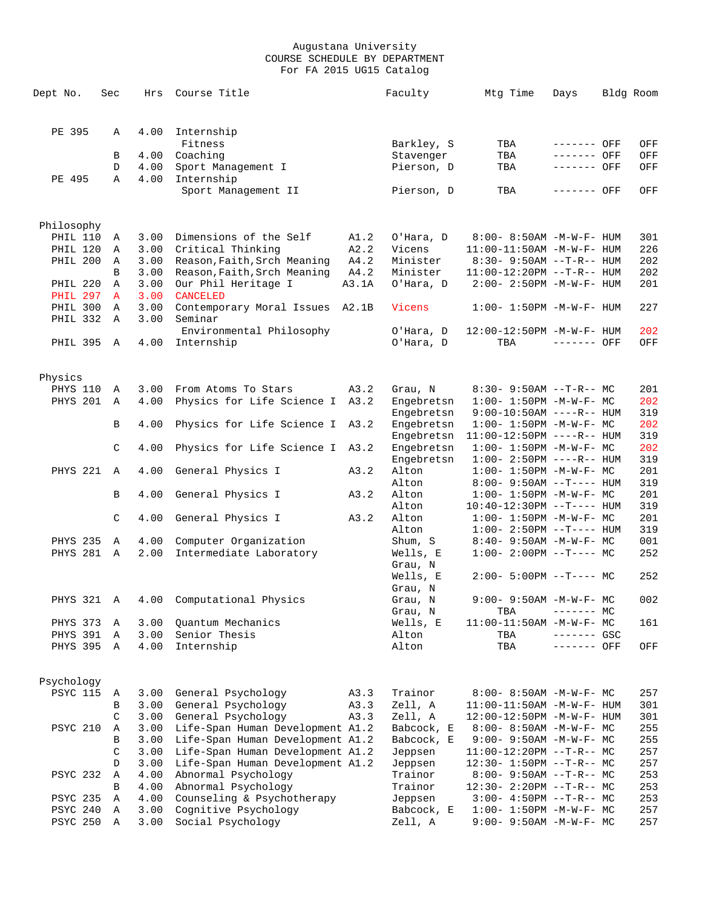Augustana University
COURSE SCHEDULE BY DEPARTMENT
For FA 2015 UG15 Catalog

| Dept No. | Sec | Hrs | Course Title | | Faculty | Mtg Time | Days | Bldg | Room |
|---|---|---|---|---|---|---|---|---|---|
| PE 395 | A | 4.00 | Internship | | | | | | |
| | | | Fitness | | Barkley, S | TBA | ------- | OFF | OFF |
| | B | 4.00 | Coaching | | Stavenger | TBA | ------- | OFF | OFF |
| | D | 4.00 | Sport Management I | | Pierson, D | TBA | ------- | OFF | OFF |
| PE 495 | A | 4.00 | Internship | | | | | | |
| | | | Sport Management II | | Pierson, D | TBA | ------- | OFF | OFF |
| **Philosophy** | | | | | | | | | |
| PHIL 110 | A | 3.00 | Dimensions of the Self | A1.2 | O'Hara, D | 8:00- 8:50AM | -M-W-F- | HUM | 301 |
| PHIL 120 | A | 3.00 | Critical Thinking | A2.2 | Vicens | 11:00-11:50AM | -M-W-F- | HUM | 226 |
| PHIL 200 | A | 3.00 | Reason,Faith,Srch Meaning | A4.2 | Minister | 8:30- 9:50AM | --T-R-- | HUM | 202 |
| | B | 3.00 | Reason,Faith,Srch Meaning | A4.2 | Minister | 11:00-12:20PM | --T-R-- | HUM | 202 |
| PHIL 220 | A | 3.00 | Our Phil Heritage I | A3.1A | O'Hara, D | 2:00- 2:50PM | -M-W-F- | HUM | 201 |
| PHIL 297 | A | 3.00 | CANCELED | | | | | | |
| PHIL 300 | A | 3.00 | Contemporary Moral Issues | A2.1B | Vicens | 1:00- 1:50PM | -M-W-F- | HUM | 227 |
| PHIL 332 | A | 3.00 | Seminar | | | | | | |
| | | | Environmental Philosophy | | O'Hara, D | 12:00-12:50PM | -M-W-F- | HUM | 202 |
| PHIL 395 | A | 4.00 | Internship | | O'Hara, D | TBA | ------- | OFF | OFF |
| **Physics** | | | | | | | | | |
| PHYS 110 | A | 3.00 | From Atoms To Stars | A3.2 | Grau, N | 8:30- 9:50AM | --T-R-- | MC | 201 |
| PHYS 201 | A | 4.00 | Physics for Life Science I | A3.2 | Engebretsn | 1:00- 1:50PM | -M-W-F- | MC | 202 |
| | | | | | Engebretsn | 9:00-10:50AM | ----R-- | HUM | 319 |
| | B | 4.00 | Physics for Life Science I | A3.2 | Engebretsn | 1:00- 1:50PM | -M-W-F- | MC | 202 |
| | | | | | Engebretsn | 11:00-12:50PM | ----R-- | HUM | 319 |
| | C | 4.00 | Physics for Life Science I | A3.2 | Engebretsn | 1:00- 1:50PM | -M-W-F- | MC | 202 |
| | | | | | Engebretsn | 1:00- 2:50PM | ----R-- | HUM | 319 |
| PHYS 221 | A | 4.00 | General Physics I | A3.2 | Alton | 1:00- 1:50PM | -M-W-F- | MC | 201 |
| | | | | | Alton | 8:00- 9:50AM | --T---- | HUM | 319 |
| | B | 4.00 | General Physics I | A3.2 | Alton | 1:00- 1:50PM | -M-W-F- | MC | 201 |
| | | | | | Alton | 10:40-12:30PM | --T---- | HUM | 319 |
| | C | 4.00 | General Physics I | A3.2 | Alton | 1:00- 1:50PM | -M-W-F- | MC | 201 |
| | | | | | Alton | 1:00- 2:50PM | --T---- | HUM | 319 |
| PHYS 235 | A | 4.00 | Computer Organization | | Shum, S | 8:40- 9:50AM | -M-W-F- | MC | 001 |
| PHYS 281 | A | 2.00 | Intermediate Laboratory | | Wells, E | 1:00- 2:00PM | --T---- | MC | 252 |
| | | | | | Grau, N | | | | |
| | | | | | Wells, E | 2:00- 5:00PM | --T---- | MC | 252 |
| | | | | | Grau, N | | | | |
| PHYS 321 | A | 4.00 | Computational Physics | | Grau, N | 9:00- 9:50AM | -M-W-F- | MC | 002 |
| | | | | | Grau, N | TBA | ------- | MC | |
| PHYS 373 | A | 3.00 | Quantum Mechanics | | Wells, E | 11:00-11:50AM | -M-W-F- | MC | 161 |
| PHYS 391 | A | 3.00 | Senior Thesis | | Alton | TBA | ------- | GSC | |
| PHYS 395 | A | 4.00 | Internship | | Alton | TBA | ------- | OFF | OFF |
| **Psychology** | | | | | | | | | |
| PSYC 115 | A | 3.00 | General Psychology | A3.3 | Trainor | 8:00- 8:50AM | -M-W-F- | MC | 257 |
| | B | 3.00 | General Psychology | A3.3 | Zell, A | 11:00-11:50AM | -M-W-F- | HUM | 301 |
| | C | 3.00 | General Psychology | A3.3 | Zell, A | 12:00-12:50PM | -M-W-F- | HUM | 301 |
| PSYC 210 | A | 3.00 | Life-Span Human Development | A1.2 | Babcock, E | 8:00- 8:50AM | -M-W-F- | MC | 255 |
| | B | 3.00 | Life-Span Human Development | A1.2 | Babcock, E | 9:00- 9:50AM | -M-W-F- | MC | 255 |
| | C | 3.00 | Life-Span Human Development | A1.2 | Jeppsen | 11:00-12:20PM | --T-R-- | MC | 257 |
| | D | 3.00 | Life-Span Human Development | A1.2 | Jeppsen | 12:30- 1:50PM | --T-R-- | MC | 257 |
| PSYC 232 | A | 4.00 | Abnormal Psychology | | Trainor | 8:00- 9:50AM | --T-R-- | MC | 253 |
| | B | 4.00 | Abnormal Psychology | | Trainor | 12:30- 2:20PM | --T-R-- | MC | 253 |
| PSYC 235 | A | 4.00 | Counseling & Psychotherapy | | Jeppsen | 3:00- 4:50PM | --T-R-- | MC | 253 |
| PSYC 240 | A | 3.00 | Cognitive Psychology | | Babcock, E | 1:00- 1:50PM | -M-W-F- | MC | 257 |
| PSYC 250 | A | 3.00 | Social Psychology | | Zell, A | 9:00- 9:50AM | -M-W-F- | MC | 257 |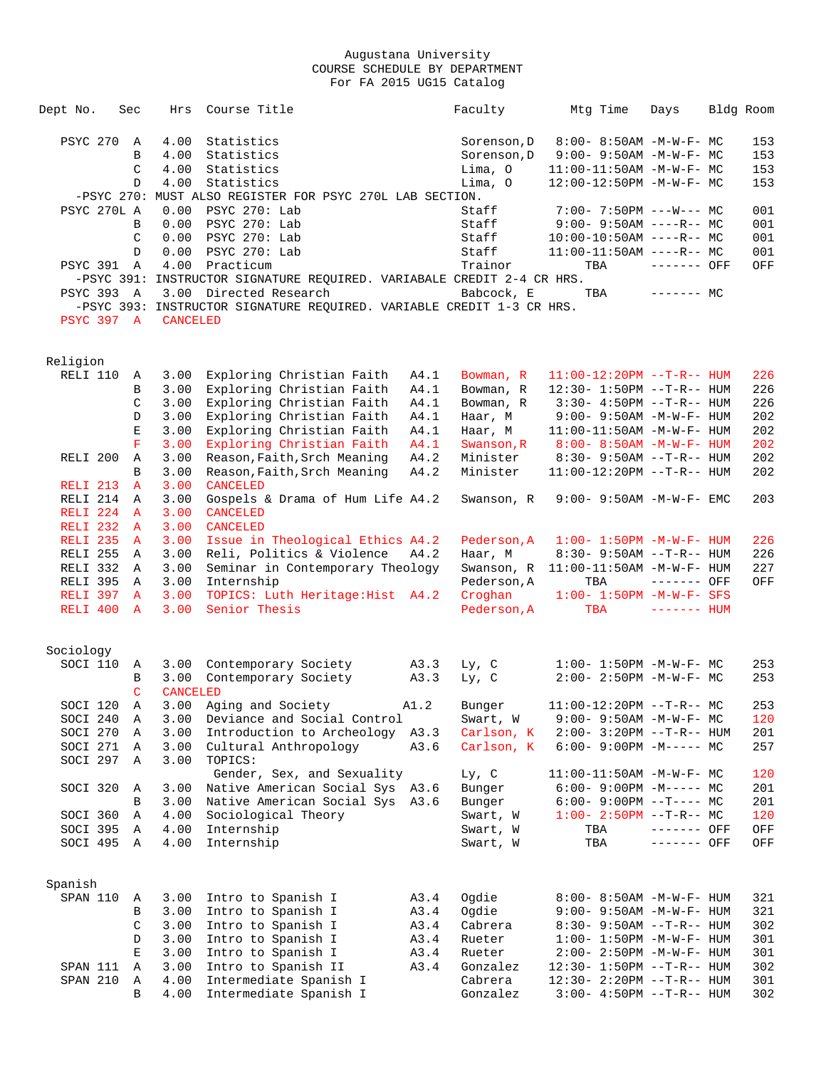Augustana University
COURSE SCHEDULE BY DEPARTMENT
For FA 2015 UG15 Catalog

| Dept | No. | Sec | Hrs | Course Title | | Faculty | Mtg Time | Days | Bldg | Room |
|---|---|---|---|---|---|---|---|---|---|---|
| PSYC | 270 | A | 4.00 | Statistics | | Sorenson,D | 8:00- 8:50AM | -M-W-F- | MC | 153 |
| | | B | 4.00 | Statistics | | Sorenson,D | 9:00- 9:50AM | -M-W-F- | MC | 153 |
| | | C | 4.00 | Statistics | | Lima, O | 11:00-11:50AM | -M-W-F- | MC | 153 |
| | | D | 4.00 | Statistics | | Lima, O | 12:00-12:50PM | -M-W-F- | MC | 153 |
| -PSYC 270: MUST ALSO REGISTER FOR PSYC 270L LAB SECTION. | | | | | | | | | | |
| PSYC | 270L | A | 0.00 | PSYC 270: Lab | | Staff | 7:00- 7:50PM | ---W--- | MC | 001 |
| | | B | 0.00 | PSYC 270: Lab | | Staff | 9:00- 9:50AM | ----R-- | MC | 001 |
| | | C | 0.00 | PSYC 270: Lab | | Staff | 10:00-10:50AM | ----R-- | MC | 001 |
| | | D | 0.00 | PSYC 270: Lab | | Staff | 11:00-11:50AM | ----R-- | MC | 001 |
| PSYC | 391 | A | 4.00 | Practicum | | Trainor | TBA | ------- | OFF | OFF |
| -PSYC 391: INSTRUCTOR SIGNATURE REQUIRED. VARIABALE CREDIT 2-4 CR HRS. | | | | | | | | | | |
| PSYC | 393 | A | 3.00 | Directed Research | | Babcock, E | TBA | ------- | MC | |
| -PSYC 393: INSTRUCTOR SIGNATURE REQUIRED. VARIABLE CREDIT 1-3 CR HRS. | | | | | | | | | | |
| PSYC | 397 | A | CANCELED | | | | | | | |

## Religion

| Dept | No. | Sec | Hrs | Course Title | | Faculty | Mtg Time | Days | Bldg | Room |
|---|---|---|---|---|---|---|---|---|---|---|
| RELI | 110 | A | 3.00 | Exploring Christian Faith | A4.1 | Bowman, R | 11:00-12:20PM | --T-R-- | HUM | 226 |
| | | B | 3.00 | Exploring Christian Faith | A4.1 | Bowman, R | 12:30- 1:50PM | --T-R-- | HUM | 226 |
| | | C | 3.00 | Exploring Christian Faith | A4.1 | Bowman, R | 3:30- 4:50PM | --T-R-- | HUM | 226 |
| | | D | 3.00 | Exploring Christian Faith | A4.1 | Haar, M | 9:00- 9:50AM | -M-W-F- | HUM | 202 |
| | | E | 3.00 | Exploring Christian Faith | A4.1 | Haar, M | 11:00-11:50AM | -M-W-F- | HUM | 202 |
| | | F | 3.00 | Exploring Christian Faith | A4.1 | Swanson,R | 8:00- 8:50AM | -M-W-F- | HUM | 202 |
| RELI | 200 | A | 3.00 | Reason,Faith,Srch Meaning | A4.2 | Minister | 8:30- 9:50AM | --T-R-- | HUM | 202 |
| | | B | 3.00 | Reason,Faith,Srch Meaning | A4.2 | Minister | 11:00-12:20PM | --T-R-- | HUM | 202 |
| RELI | 213 | A | 3.00 | CANCELED | | | | | | |
| RELI | 214 | A | 3.00 | Gospels & Drama of Hum Life | A4.2 | Swanson, R | 9:00- 9:50AM | -M-W-F- | EMC | 203 |
| RELI | 224 | A | 3.00 | CANCELED | | | | | | |
| RELI | 232 | A | 3.00 | CANCELED | | | | | | |
| RELI | 235 | A | 3.00 | Issue in Theological Ethics | A4.2 | Pederson,A | 1:00- 1:50PM | -M-W-F- | HUM | 226 |
| RELI | 255 | A | 3.00 | Reli, Politics & Violence | A4.2 | Haar, M | 8:30- 9:50AM | --T-R-- | HUM | 226 |
| RELI | 332 | A | 3.00 | Seminar in Contemporary Theology | | Swanson, R | 11:00-11:50AM | -M-W-F- | HUM | 227 |
| RELI | 395 | A | 3.00 | Internship | | Pederson,A | TBA | ------- | OFF | OFF |
| RELI | 397 | A | 3.00 | TOPICS: Luth Heritage:Hist | A4.2 | Croghan | 1:00- 1:50PM | -M-W-F- | SFS | |
| RELI | 400 | A | 3.00 | Senior Thesis | | Pederson,A | TBA | ------- | HUM | |

## Sociology

| Dept | No. | Sec | Hrs | Course Title | | Faculty | Mtg Time | Days | Bldg | Room |
|---|---|---|---|---|---|---|---|---|---|---|
| SOCI | 110 | A | 3.00 | Contemporary Society | A3.3 | Ly, C | 1:00- 1:50PM | -M-W-F- | MC | 253 |
| | | B | 3.00 | Contemporary Society | A3.3 | Ly, C | 2:00- 2:50PM | -M-W-F- | MC | 253 |
| | | C | CANCELED | | | | | | | |
| SOCI | 120 | A | 3.00 | Aging and Society | A1.2 | Bunger | 11:00-12:20PM | --T-R-- | MC | 253 |
| SOCI | 240 | A | 3.00 | Deviance and Social Control | | Swart, W | 9:00- 9:50AM | -M-W-F- | MC | 120 |
| SOCI | 270 | A | 3.00 | Introduction to Archeology | A3.3 | Carlson, K | 2:00- 3:20PM | --T-R-- | HUM | 201 |
| SOCI | 271 | A | 3.00 | Cultural Anthropology | A3.6 | Carlson, K | 6:00- 9:00PM | -M----- | MC | 257 |
| SOCI | 297 | A | 3.00 | TOPICS: Gender, Sex, and Sexuality | | Ly, C | 11:00-11:50AM | -M-W-F- | MC | 120 |
| SOCI | 320 | A | 3.00 | Native American Social Sys | A3.6 | Bunger | 6:00- 9:00PM | -M----- | MC | 201 |
| | | B | 3.00 | Native American Social Sys | A3.6 | Bunger | 6:00- 9:00PM | --T---- | MC | 201 |
| SOCI | 360 | A | 4.00 | Sociological Theory | | Swart, W | 1:00- 2:50PM | --T-R-- | MC | 120 |
| SOCI | 395 | A | 4.00 | Internship | | Swart, W | TBA | ------- | OFF | OFF |
| SOCI | 495 | A | 4.00 | Internship | | Swart, W | TBA | ------- | OFF | OFF |

## Spanish

| Dept | No. | Sec | Hrs | Course Title | | Faculty | Mtg Time | Days | Bldg | Room |
|---|---|---|---|---|---|---|---|---|---|---|
| SPAN | 110 | A | 3.00 | Intro to Spanish I | A3.4 | Ogdie | 8:00- 8:50AM | -M-W-F- | HUM | 321 |
| | | B | 3.00 | Intro to Spanish I | A3.4 | Ogdie | 9:00- 9:50AM | -M-W-F- | HUM | 321 |
| | | C | 3.00 | Intro to Spanish I | A3.4 | Cabrera | 8:30- 9:50AM | --T-R-- | HUM | 302 |
| | | D | 3.00 | Intro to Spanish I | A3.4 | Rueter | 1:00- 1:50PM | -M-W-F- | HUM | 301 |
| | | E | 3.00 | Intro to Spanish I | A3.4 | Rueter | 2:00- 2:50PM | -M-W-F- | HUM | 301 |
| SPAN | 111 | A | 3.00 | Intro to Spanish II | A3.4 | Gonzalez | 12:30- 1:50PM | --T-R-- | HUM | 302 |
| SPAN | 210 | A | 4.00 | Intermediate Spanish I | | Cabrera | 12:30- 2:20PM | --T-R-- | HUM | 301 |
| | | B | 4.00 | Intermediate Spanish I | | Gonzalez | 3:00- 4:50PM | --T-R-- | HUM | 302 |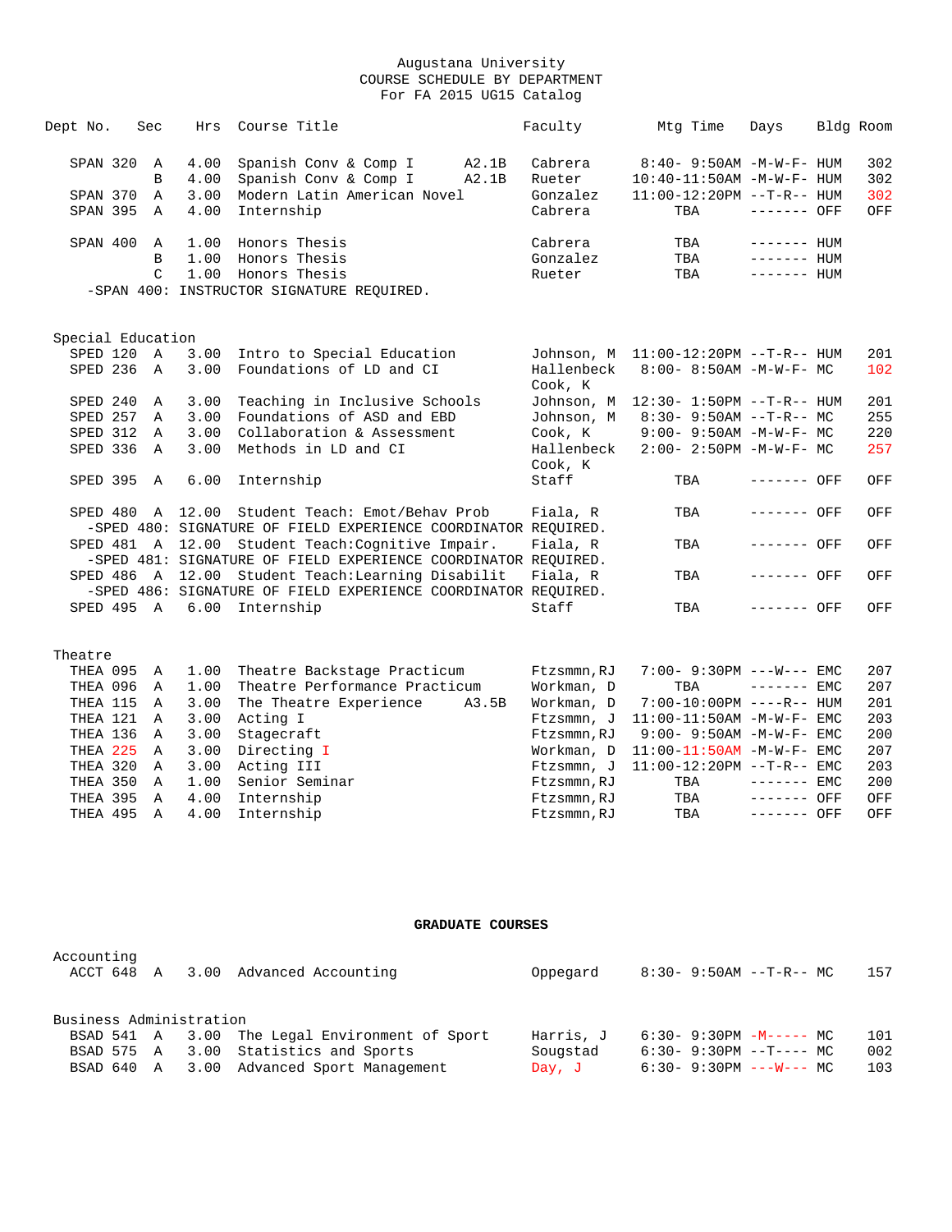Augustana University
COURSE SCHEDULE BY DEPARTMENT
For FA 2015 UG15 Catalog

| Dept | No. | Sec | Hrs | Course Title | | Faculty | Mtg Time | Days | Bldg | Room |
|---|---|---|---|---|---|---|---|---|---|---|
| SPAN | 320 | A | 4.00 | Spanish Conv & Comp I | A2.1B | Cabrera | 8:40- 9:50AM | -M-W-F- | HUM | 302 |
| | | B | 4.00 | Spanish Conv & Comp I | A2.1B | Rueter | 10:40-11:50AM | -M-W-F- | HUM | 302 |
| SPAN | 370 | A | 3.00 | Modern Latin American Novel | | Gonzalez | 11:00-12:20PM | --T-R-- | HUM | 302 |
| SPAN | 395 | A | 4.00 | Internship | | Cabrera | TBA | ------- | OFF | OFF |
| SPAN | 400 | A | 1.00 | Honors Thesis | | Cabrera | TBA | ------- | HUM | |
| | | B | 1.00 | Honors Thesis | | Gonzalez | TBA | ------- | HUM | |
| | | C | 1.00 | Honors Thesis | | Rueter | TBA | ------- | HUM | |

-SPAN 400: INSTRUCTOR SIGNATURE REQUIRED.

## Special Education

| Dept | No. | Sec | Hrs | Course Title | Faculty | Mtg Time | Days | Bldg | Room |
|---|---|---|---|---|---|---|---|---|---|
| SPED | 120 | A | 3.00 | Intro to Special Education | Johnson, M | 11:00-12:20PM | --T-R-- | HUM | 201 |
| SPED | 236 | A | 3.00 | Foundations of LD and CI | Hallenbeck, Cook, K | 8:00- 8:50AM | -M-W-F- | MC | 102 |
| SPED | 240 | A | 3.00 | Teaching in Inclusive Schools | Johnson, M | 12:30- 1:50PM | --T-R-- | HUM | 201 |
| SPED | 257 | A | 3.00 | Foundations of ASD and EBD | Johnson, M | 8:30- 9:50AM | --T-R-- | MC | 255 |
| SPED | 312 | A | 3.00 | Collaboration & Assessment | Cook, K | 9:00- 9:50AM | -M-W-F- | MC | 220 |
| SPED | 336 | A | 3.00 | Methods in LD and CI | Hallenbeck, Cook, K | 2:00- 2:50PM | -M-W-F- | MC | 257 |
| SPED | 395 | A | 6.00 | Internship | Staff | TBA | ------- | OFF | OFF |
| SPED | 480 | A | 12.00 | Student Teach: Emot/Behav Prob | Fiala, R | TBA | ------- | OFF | OFF |
| SPED | 481 | A | 12.00 | Student Teach:Cognitive Impair. | Fiala, R | TBA | ------- | OFF | OFF |
| SPED | 486 | A | 12.00 | Student Teach:Learning Disabilit | Fiala, R | TBA | ------- | OFF | OFF |
| SPED | 495 | A | 6.00 | Internship | Staff | TBA | ------- | OFF | OFF |

-SPED 480: SIGNATURE OF FIELD EXPERIENCE COORDINATOR REQUIRED.
-SPED 481: SIGNATURE OF FIELD EXPERIENCE COORDINATOR REQUIRED.
-SPED 486: SIGNATURE OF FIELD EXPERIENCE COORDINATOR REQUIRED.

## Theatre

| Dept | No. | Sec | Hrs | Course Title | | Faculty | Mtg Time | Days | Bldg | Room |
|---|---|---|---|---|---|---|---|---|---|---|
| THEA | 095 | A | 1.00 | Theatre Backstage Practicum | | Ftzsmmn,RJ | 7:00- 9:30PM | ---W--- | EMC | 207 |
| THEA | 096 | A | 1.00 | Theatre Performance Practicum | | Workman, D | TBA | ------- | EMC | 207 |
| THEA | 115 | A | 3.00 | The Theatre Experience | A3.5B | Workman, D | 7:00-10:00PM | ----R-- | HUM | 201 |
| THEA | 121 | A | 3.00 | Acting I | | Ftzsmmn, J | 11:00-11:50AM | -M-W-F- | EMC | 203 |
| THEA | 136 | A | 3.00 | Stagecraft | | Ftzsmmn,RJ | 9:00- 9:50AM | -M-W-F- | EMC | 200 |
| THEA | 225 | A | 3.00 | Directing I | | Workman, D | 11:00-11:50AM | -M-W-F- | EMC | 207 |
| THEA | 320 | A | 3.00 | Acting III | | Ftzsmmn, J | 11:00-12:20PM | --T-R-- | EMC | 203 |
| THEA | 350 | A | 1.00 | Senior Seminar | | Ftzsmmn,RJ | TBA | ------- | EMC | 200 |
| THEA | 395 | A | 4.00 | Internship | | Ftzsmmn,RJ | TBA | ------- | OFF | OFF |
| THEA | 495 | A | 4.00 | Internship | | Ftzsmmn,RJ | TBA | ------- | OFF | OFF |

# GRADUATE COURSES

## Accounting

| Dept | No. | Sec | Hrs | Course Title | Faculty | Mtg Time | Days | Bldg | Room |
|---|---|---|---|---|---|---|---|---|---|
| ACCT | 648 | A | 3.00 | Advanced Accounting | Oppegard | 8:30- 9:50AM | --T-R-- | MC | 157 |

## Business Administration

| Dept | No. | Sec | Hrs | Course Title | Faculty | Mtg Time | Days | Bldg | Room |
|---|---|---|---|---|---|---|---|---|---|
| BSAD | 541 | A | 3.00 | The Legal Environment of Sport | Harris, J | 6:30- 9:30PM | -M----- | MC | 101 |
| BSAD | 575 | A | 3.00 | Statistics and Sports | Sougstad | 6:30- 9:30PM | --T---- | MC | 002 |
| BSAD | 640 | A | 3.00 | Advanced Sport Management | Day, J | 6:30- 9:30PM | ---W--- | MC | 103 |